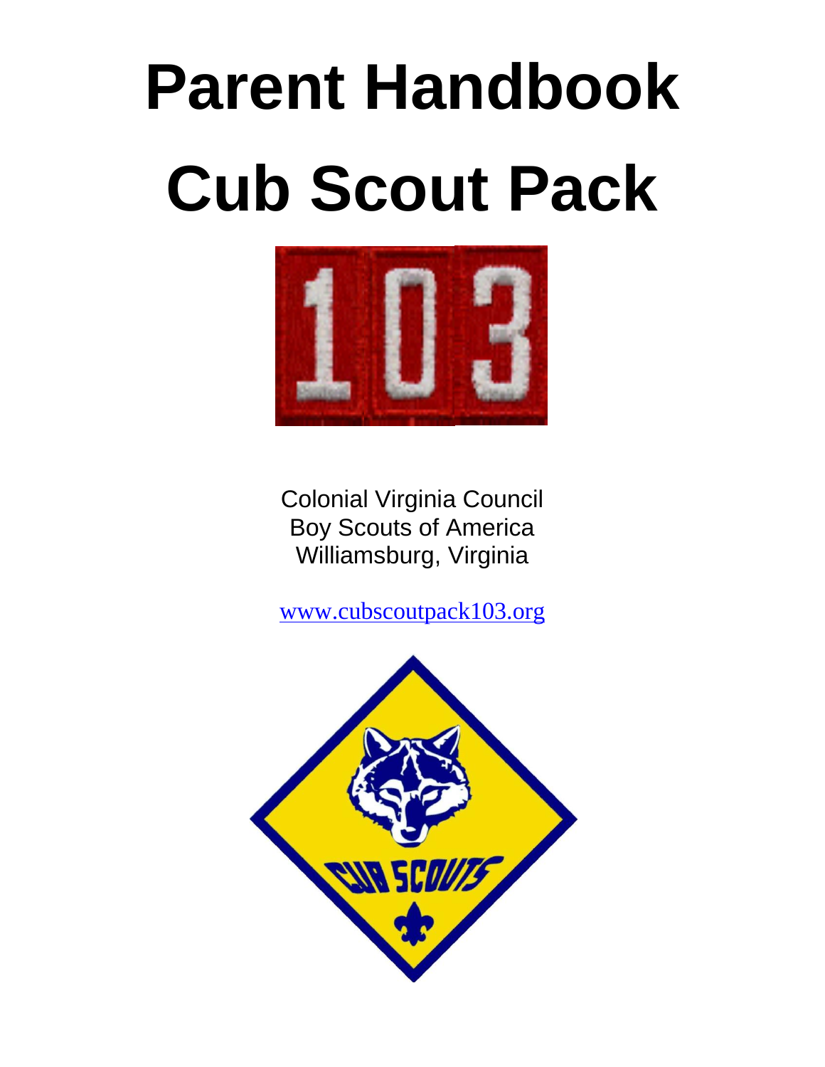# Parent Handbook

# Cub Scout Pack

Colonial Virginia Council
Boy Scouts of America
Williamsburg, Virginia

www.cubscoutpack103.org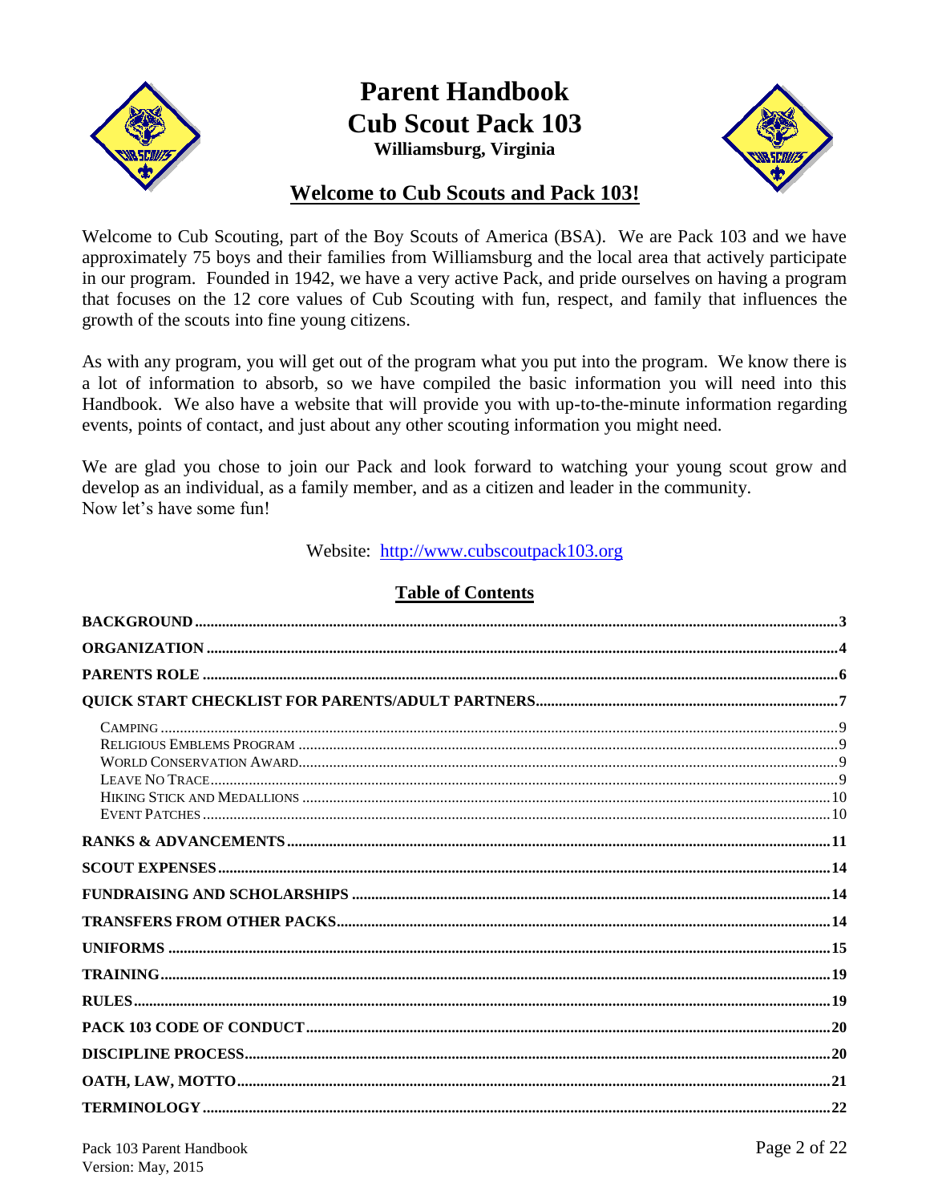# Parent Handbook
# Cub Scout Pack 103
**Williamsburg, Virginia**

## Welcome to Cub Scouts and Pack 103!

Welcome to Cub Scouting, part of the Boy Scouts of America (BSA). We are Pack 103 and we have approximately 75 boys and their families from Williamsburg and the local area that actively participate in our program. Founded in 1942, we have a very active Pack, and pride ourselves on having a program that focuses on the 12 core values of Cub Scouting with fun, respect, and family that influences the growth of the scouts into fine young citizens.

As with any program, you will get out of the program what you put into the program. We know there is a lot of information to absorb, so we have compiled the basic information you will need into this Handbook. We also have a website that will provide you with up-to-the-minute information regarding events, points of contact, and just about any other scouting information you might need.

We are glad you chose to join our Pack and look forward to watching your young scout grow and develop as an individual, as a family member, and as a citizen and leader in the community.
Now let's have some fun!

Website: [http://www.cubscoutpack103.org](http://www.cubscoutpack103.org)

## Table of Contents

- **BACKGROUND** ..... 3
- **ORGANIZATION** ..... 4
- **PARENTS ROLE** ..... 6
- **QUICK START CHECKLIST FOR PARENTS/ADULT PARTNERS** ..... 7
  - Camping ..... 9
  - Religious Emblems Program ..... 9
  - World Conservation Award ..... 9
  - Leave No Trace ..... 9
  - Hiking Stick and Medallions ..... 10
  - Event Patches ..... 10
- **RANKS & ADVANCEMENTS** ..... 11
- **SCOUT EXPENSES** ..... 14
- **FUNDRAISING AND SCHOLARSHIPS** ..... 14
- **TRANSFERS FROM OTHER PACKS** ..... 14
- **UNIFORMS** ..... 15
- **TRAINING** ..... 19
- **RULES** ..... 19
- **PACK 103 CODE OF CONDUCT** ..... 20
- **DISCIPLINE PROCESS** ..... 20
- **OATH, LAW, MOTTO** ..... 21
- **TERMINOLOGY** ..... 22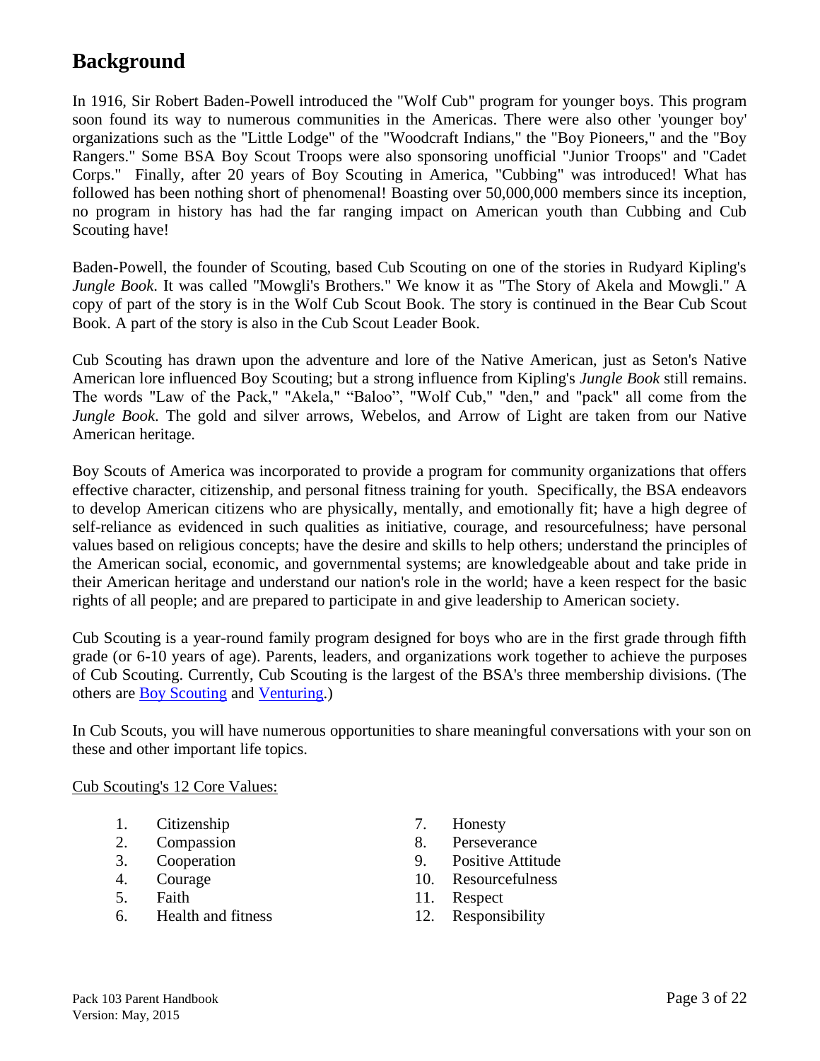## Background

In 1916, Sir Robert Baden-Powell introduced the "Wolf Cub" program for younger boys. This program soon found its way to numerous communities in the Americas. There were also other 'younger boy' organizations such as the "Little Lodge" of the "Woodcraft Indians," the "Boy Pioneers," and the "Boy Rangers." Some BSA Boy Scout Troops were also sponsoring unofficial "Junior Troops" and "Cadet Corps." Finally, after 20 years of Boy Scouting in America, "Cubbing" was introduced! What has followed has been nothing short of phenomenal! Boasting over 50,000,000 members since its inception, no program in history has had the far ranging impact on American youth than Cubbing and Cub Scouting have!

Baden-Powell, the founder of Scouting, based Cub Scouting on one of the stories in Rudyard Kipling's *Jungle Book*. It was called "Mowgli's Brothers." We know it as "The Story of Akela and Mowgli." A copy of part of the story is in the Wolf Cub Scout Book. The story is continued in the Bear Cub Scout Book. A part of the story is also in the Cub Scout Leader Book.

Cub Scouting has drawn upon the adventure and lore of the Native American, just as Seton's Native American lore influenced Boy Scouting; but a strong influence from Kipling's *Jungle Book* still remains. The words "Law of the Pack," "Akela," "Baloo", "Wolf Cub," "den," and "pack" all come from the *Jungle Book*. The gold and silver arrows, Webelos, and Arrow of Light are taken from our Native American heritage.

Boy Scouts of America was incorporated to provide a program for community organizations that offers effective character, citizenship, and personal fitness training for youth. Specifically, the BSA endeavors to develop American citizens who are physically, mentally, and emotionally fit; have a high degree of self-reliance as evidenced in such qualities as initiative, courage, and resourcefulness; have personal values based on religious concepts; have the desire and skills to help others; understand the principles of the American social, economic, and governmental systems; are knowledgeable about and take pride in their American heritage and understand our nation's role in the world; have a keen respect for the basic rights of all people; and are prepared to participate in and give leadership to American society.

Cub Scouting is a year-round family program designed for boys who are in the first grade through fifth grade (or 6-10 years of age). Parents, leaders, and organizations work together to achieve the purposes of Cub Scouting. Currently, Cub Scouting is the largest of the BSA's three membership divisions. (The others are Boy Scouting and Venturing.)

In Cub Scouts, you will have numerous opportunities to share meaningful conversations with your son on these and other important life topics.

Cub Scouting's 12 Core Values:

1. Citizenship
2. Compassion
3. Cooperation
4. Courage
5. Faith
6. Health and fitness
7. Honesty
8. Perseverance
9. Positive Attitude
10. Resourcefulness
11. Respect
12. Responsibility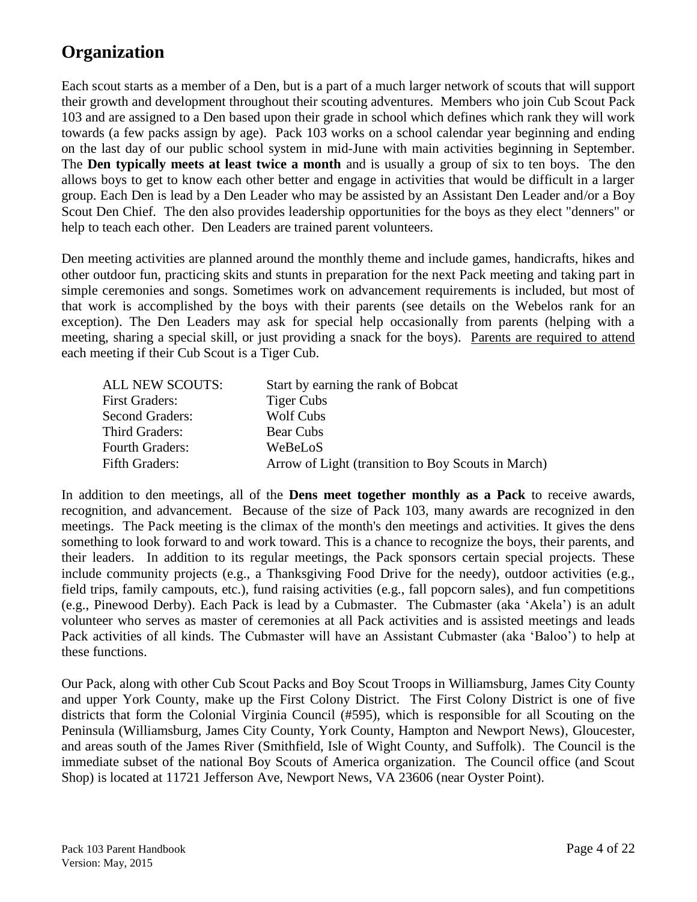# Organization

Each scout starts as a member of a Den, but is a part of a much larger network of scouts that will support their growth and development throughout their scouting adventures. Members who join Cub Scout Pack 103 and are assigned to a Den based upon their grade in school which defines which rank they will work towards (a few packs assign by age). Pack 103 works on a school calendar year beginning and ending on the last day of our public school system in mid-June with main activities beginning in September. The **Den typically meets at least twice a month** and is usually a group of six to ten boys. The den allows boys to get to know each other better and engage in activities that would be difficult in a larger group. Each Den is lead by a Den Leader who may be assisted by an Assistant Den Leader and/or a Boy Scout Den Chief. The den also provides leadership opportunities for the boys as they elect "denners" or help to teach each other. Den Leaders are trained parent volunteers.

Den meeting activities are planned around the monthly theme and include games, handicrafts, hikes and other outdoor fun, practicing skits and stunts in preparation for the next Pack meeting and taking part in simple ceremonies and songs. Sometimes work on advancement requirements is included, but most of that work is accomplished by the boys with their parents (see details on the Webelos rank for an exception). The Den Leaders may ask for special help occasionally from parents (helping with a meeting, sharing a special skill, or just providing a snack for the boys). <u>Parents are required to attend</u> each meeting if their Cub Scout is a Tiger Cub.

| | |
|---|---|
| ALL NEW SCOUTS: | Start by earning the rank of Bobcat |
| First Graders: | Tiger Cubs |
| Second Graders: | Wolf Cubs |
| Third Graders: | Bear Cubs |
| Fourth Graders: | WeBeLoS |
| Fifth Graders: | Arrow of Light (transition to Boy Scouts in March) |

In addition to den meetings, all of the **Dens meet together monthly as a Pack** to receive awards, recognition, and advancement. Because of the size of Pack 103, many awards are recognized in den meetings. The Pack meeting is the climax of the month's den meetings and activities. It gives the dens something to look forward to and work toward. This is a chance to recognize the boys, their parents, and their leaders. In addition to its regular meetings, the Pack sponsors certain special projects. These include community projects (e.g., a Thanksgiving Food Drive for the needy), outdoor activities (e.g., field trips, family campouts, etc.), fund raising activities (e.g., fall popcorn sales), and fun competitions (e.g., Pinewood Derby). Each Pack is lead by a Cubmaster. The Cubmaster (aka 'Akela') is an adult volunteer who serves as master of ceremonies at all Pack activities and is assisted meetings and leads Pack activities of all kinds. The Cubmaster will have an Assistant Cubmaster (aka 'Baloo') to help at these functions.

Our Pack, along with other Cub Scout Packs and Boy Scout Troops in Williamsburg, James City County and upper York County, make up the First Colony District. The First Colony District is one of five districts that form the Colonial Virginia Council (#595), which is responsible for all Scouting on the Peninsula (Williamsburg, James City County, York County, Hampton and Newport News), Gloucester, and areas south of the James River (Smithfield, Isle of Wight County, and Suffolk). The Council is the immediate subset of the national Boy Scouts of America organization. The Council office (and Scout Shop) is located at 11721 Jefferson Ave, Newport News, VA 23606 (near Oyster Point).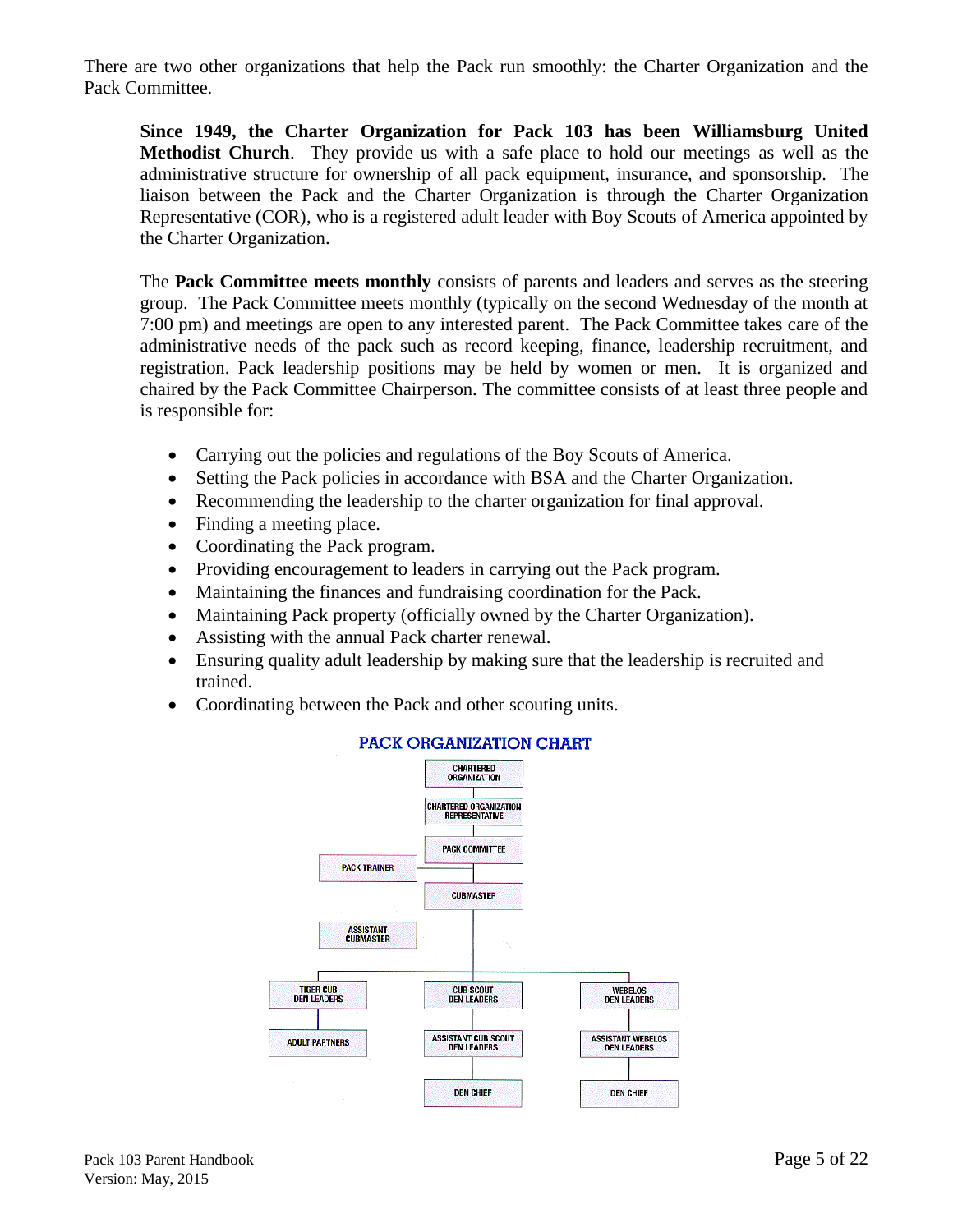There are two other organizations that help the Pack run smoothly: the Charter Organization and the Pack Committee.

**Since 1949, the Charter Organization for Pack 103 has been Williamsburg United Methodist Church**. They provide us with a safe place to hold our meetings as well as the administrative structure for ownership of all pack equipment, insurance, and sponsorship. The liaison between the Pack and the Charter Organization is through the Charter Organization Representative (COR), who is a registered adult leader with Boy Scouts of America appointed by the Charter Organization.

The **Pack Committee meets monthly** consists of parents and leaders and serves as the steering group. The Pack Committee meets monthly (typically on the second Wednesday of the month at 7:00 pm) and meetings are open to any interested parent. The Pack Committee takes care of the administrative needs of the pack such as record keeping, finance, leadership recruitment, and registration. Pack leadership positions may be held by women or men. It is organized and chaired by the Pack Committee Chairperson. The committee consists of at least three people and is responsible for:

- Carrying out the policies and regulations of the Boy Scouts of America.
- Setting the Pack policies in accordance with BSA and the Charter Organization.
- Recommending the leadership to the charter organization for final approval.
- Finding a meeting place.
- Coordinating the Pack program.
- Providing encouragement to leaders in carrying out the Pack program.
- Maintaining the finances and fundraising coordination for the Pack.
- Maintaining Pack property (officially owned by the Charter Organization).
- Assisting with the annual Pack charter renewal.
- Ensuring quality adult leadership by making sure that the leadership is recruited and trained.
- Coordinating between the Pack and other scouting units.

**PACK ORGANIZATION CHART**

CHARTERED ORGANIZATION

CHARTERED ORGANIZATION REPRESENTATIVE

PACK COMMITTEE

PACK TRAINER

CUBMASTER

ASSISTANT CUBMASTER

TIGER CUB DEN LEADERS

ADULT PARTNERS

CUB SCOUT DEN LEADERS

ASSISTANT CUB SCOUT DEN LEADERS

DEN CHIEF

WEBELOS DEN LEADERS

ASSISTANT WEBELOS DEN LEADERS

DEN CHIEF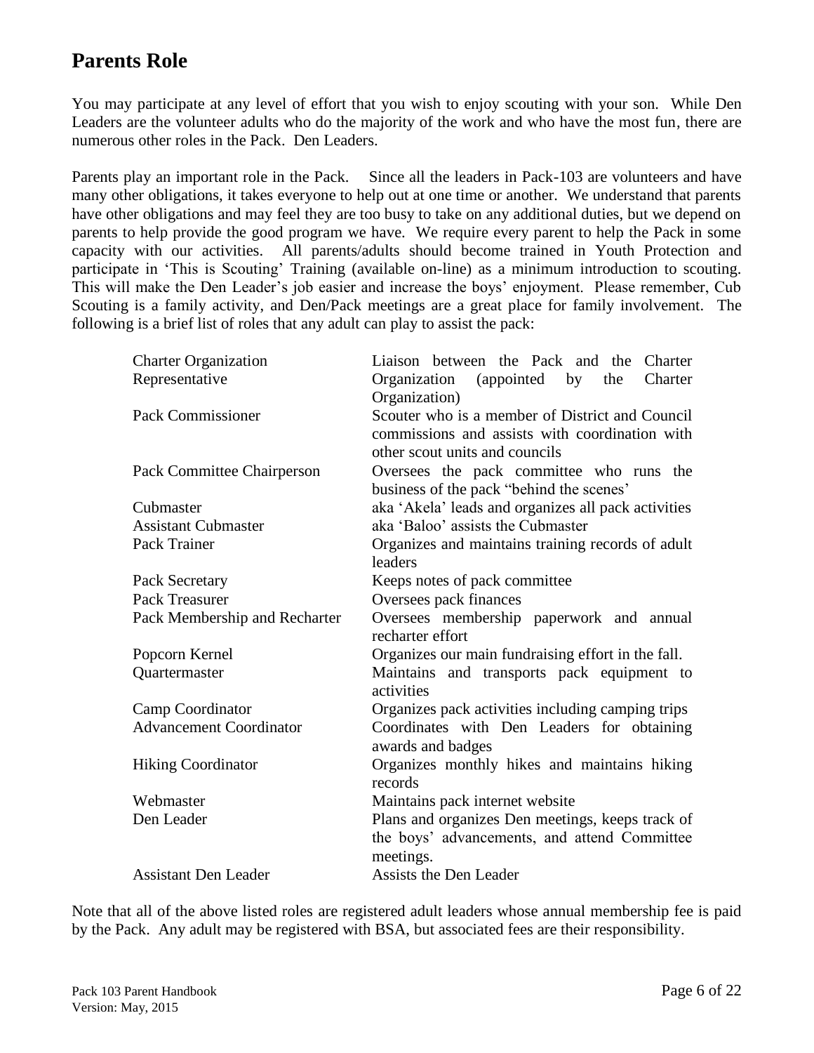## Parents Role

You may participate at any level of effort that you wish to enjoy scouting with your son. While Den Leaders are the volunteer adults who do the majority of the work and who have the most fun, there are numerous other roles in the Pack. Den Leaders.

Parents play an important role in the Pack. Since all the leaders in Pack-103 are volunteers and have many other obligations, it takes everyone to help out at one time or another. We understand that parents have other obligations and may feel they are too busy to take on any additional duties, but we depend on parents to help provide the good program we have. We require every parent to help the Pack in some capacity with our activities. All parents/adults should become trained in Youth Protection and participate in 'This is Scouting' Training (available on-line) as a minimum introduction to scouting. This will make the Den Leader's job easier and increase the boys' enjoyment. Please remember, Cub Scouting is a family activity, and Den/Pack meetings are a great place for family involvement. The following is a brief list of roles that any adult can play to assist the pack:

| | |
|---|---|
| Charter Organization Representative | Liaison between the Pack and the Charter Organization (appointed by the Charter Organization) |
| Pack Commissioner | Scouter who is a member of District and Council commissions and assists with coordination with other scout units and councils |
| Pack Committee Chairperson | Oversees the pack committee who runs the business of the pack "behind the scenes' |
| Cubmaster | aka 'Akela' leads and organizes all pack activities |
| Assistant Cubmaster | aka 'Baloo' assists the Cubmaster |
| Pack Trainer | Organizes and maintains training records of adult leaders |
| Pack Secretary | Keeps notes of pack committee |
| Pack Treasurer | Oversees pack finances |
| Pack Membership and Recharter | Oversees membership paperwork and annual recharter effort |
| Popcorn Kernel | Organizes our main fundraising effort in the fall. |
| Quartermaster | Maintains and transports pack equipment to activities |
| Camp Coordinator | Organizes pack activities including camping trips |
| Advancement Coordinator | Coordinates with Den Leaders for obtaining awards and badges |
| Hiking Coordinator | Organizes monthly hikes and maintains hiking records |
| Webmaster | Maintains pack internet website |
| Den Leader | Plans and organizes Den meetings, keeps track of the boys' advancements, and attend Committee meetings. |
| Assistant Den Leader | Assists the Den Leader |

Note that all of the above listed roles are registered adult leaders whose annual membership fee is paid by the Pack. Any adult may be registered with BSA, but associated fees are their responsibility.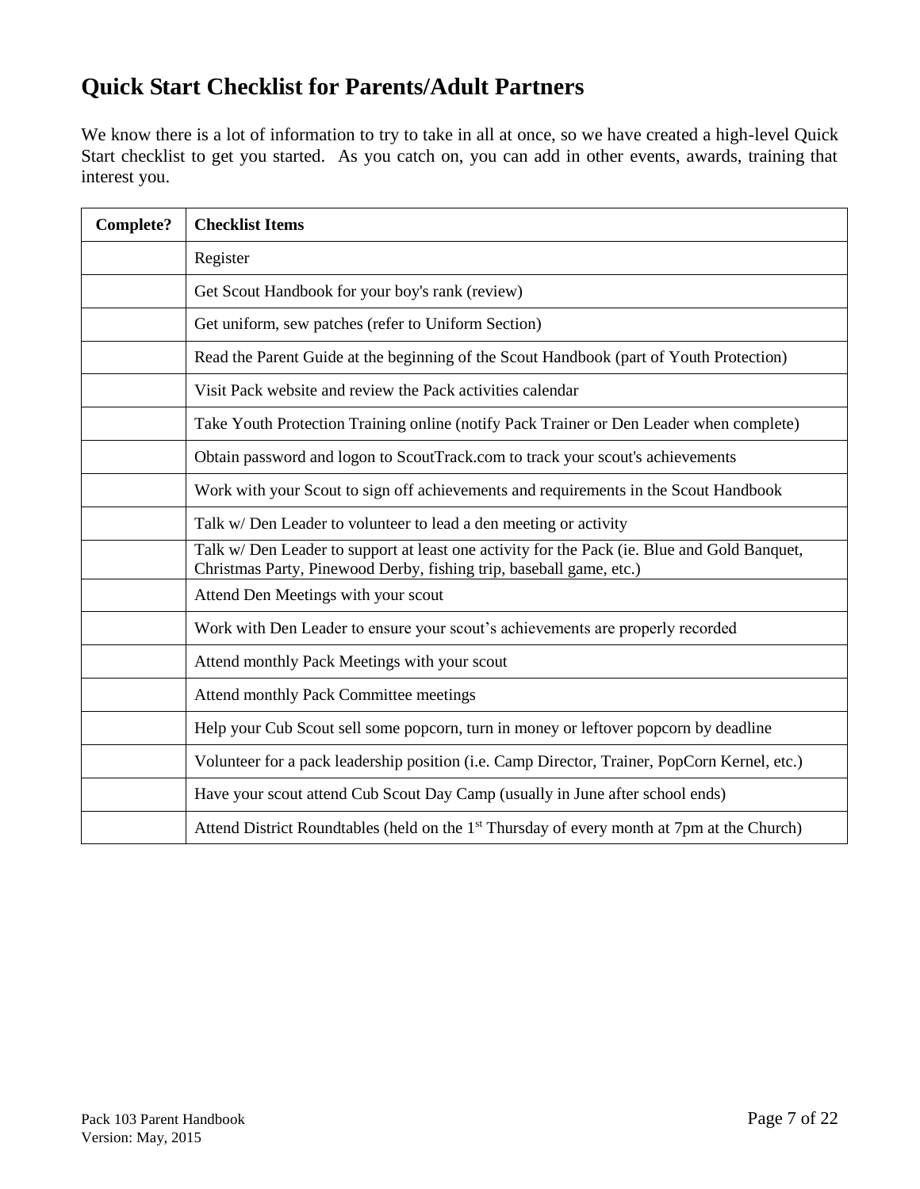## Quick Start Checklist for Parents/Adult Partners

We know there is a lot of information to try to take in all at once, so we have created a high-level Quick Start checklist to get you started. As you catch on, you can add in other events, awards, training that interest you.

| Complete? | Checklist Items |
|---|---|
| | Register |
| | Get Scout Handbook for your boy's rank (review) |
| | Get uniform, sew patches (refer to Uniform Section) |
| | Read the Parent Guide at the beginning of the Scout Handbook (part of Youth Protection) |
| | Visit Pack website and review the Pack activities calendar |
| | Take Youth Protection Training online (notify Pack Trainer or Den Leader when complete) |
| | Obtain password and logon to ScoutTrack.com to track your scout's achievements |
| | Work with your Scout to sign off achievements and requirements in the Scout Handbook |
| | Talk w/ Den Leader to volunteer to lead a den meeting or activity |
| | Talk w/ Den Leader to support at least one activity for the Pack (ie. Blue and Gold Banquet, Christmas Party, Pinewood Derby, fishing trip, baseball game, etc.) |
| | Attend Den Meetings with your scout |
| | Work with Den Leader to ensure your scout's achievements are properly recorded |
| | Attend monthly Pack Meetings with your scout |
| | Attend monthly Pack Committee meetings |
| | Help your Cub Scout sell some popcorn, turn in money or leftover popcorn by deadline |
| | Volunteer for a pack leadership position (i.e. Camp Director, Trainer, PopCorn Kernel, etc.) |
| | Have your scout attend Cub Scout Day Camp (usually in June after school ends) |
| | Attend District Roundtables (held on the 1st Thursday of every month at 7pm at the Church) |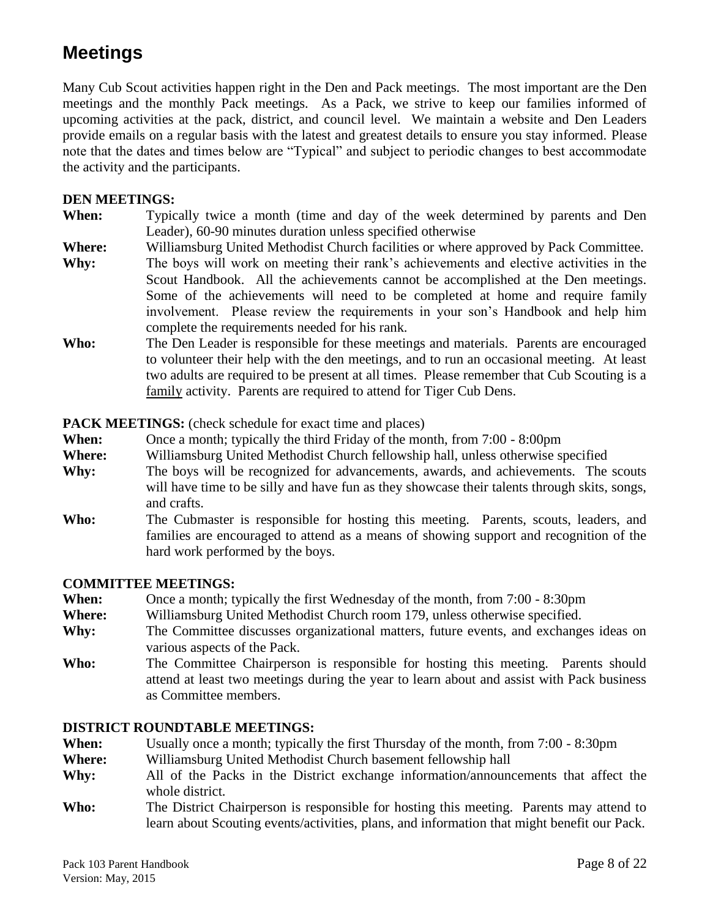# Meetings

Many Cub Scout activities happen right in the Den and Pack meetings. The most important are the Den meetings and the monthly Pack meetings. As a Pack, we strive to keep our families informed of upcoming activities at the pack, district, and council level. We maintain a website and Den Leaders provide emails on a regular basis with the latest and greatest details to ensure you stay informed. Please note that the dates and times below are "Typical" and subject to periodic changes to best accommodate the activity and the participants.

**DEN MEETINGS:**

**When:** Typically twice a month (time and day of the week determined by parents and Den Leader), 60-90 minutes duration unless specified otherwise

**Where:** Williamsburg United Methodist Church facilities or where approved by Pack Committee.

**Why:** The boys will work on meeting their rank's achievements and elective activities in the Scout Handbook. All the achievements cannot be accomplished at the Den meetings. Some of the achievements will need to be completed at home and require family involvement. Please review the requirements in your son's Handbook and help him complete the requirements needed for his rank.

**Who:** The Den Leader is responsible for these meetings and materials. Parents are encouraged to volunteer their help with the den meetings, and to run an occasional meeting. At least two adults are required to be present at all times. Please remember that Cub Scouting is a <u>family</u> activity. Parents are required to attend for Tiger Cub Dens.

**PACK MEETINGS:** (check schedule for exact time and places)

**When:** Once a month; typically the third Friday of the month, from 7:00 - 8:00pm

**Where:** Williamsburg United Methodist Church fellowship hall, unless otherwise specified

**Why:** The boys will be recognized for advancements, awards, and achievements. The scouts will have time to be silly and have fun as they showcase their talents through skits, songs, and crafts.

**Who:** The Cubmaster is responsible for hosting this meeting. Parents, scouts, leaders, and families are encouraged to attend as a means of showing support and recognition of the hard work performed by the boys.

**COMMITTEE MEETINGS:**

**When:** Once a month; typically the first Wednesday of the month, from 7:00 - 8:30pm

**Where:** Williamsburg United Methodist Church room 179, unless otherwise specified.

**Why:** The Committee discusses organizational matters, future events, and exchanges ideas on various aspects of the Pack.

**Who:** The Committee Chairperson is responsible for hosting this meeting. Parents should attend at least two meetings during the year to learn about and assist with Pack business as Committee members.

**DISTRICT ROUNDTABLE MEETINGS:**

**When:** Usually once a month; typically the first Thursday of the month, from 7:00 - 8:30pm

**Where:** Williamsburg United Methodist Church basement fellowship hall

**Why:** All of the Packs in the District exchange information/announcements that affect the whole district.

**Who:** The District Chairperson is responsible for hosting this meeting. Parents may attend to learn about Scouting events/activities, plans, and information that might benefit our Pack.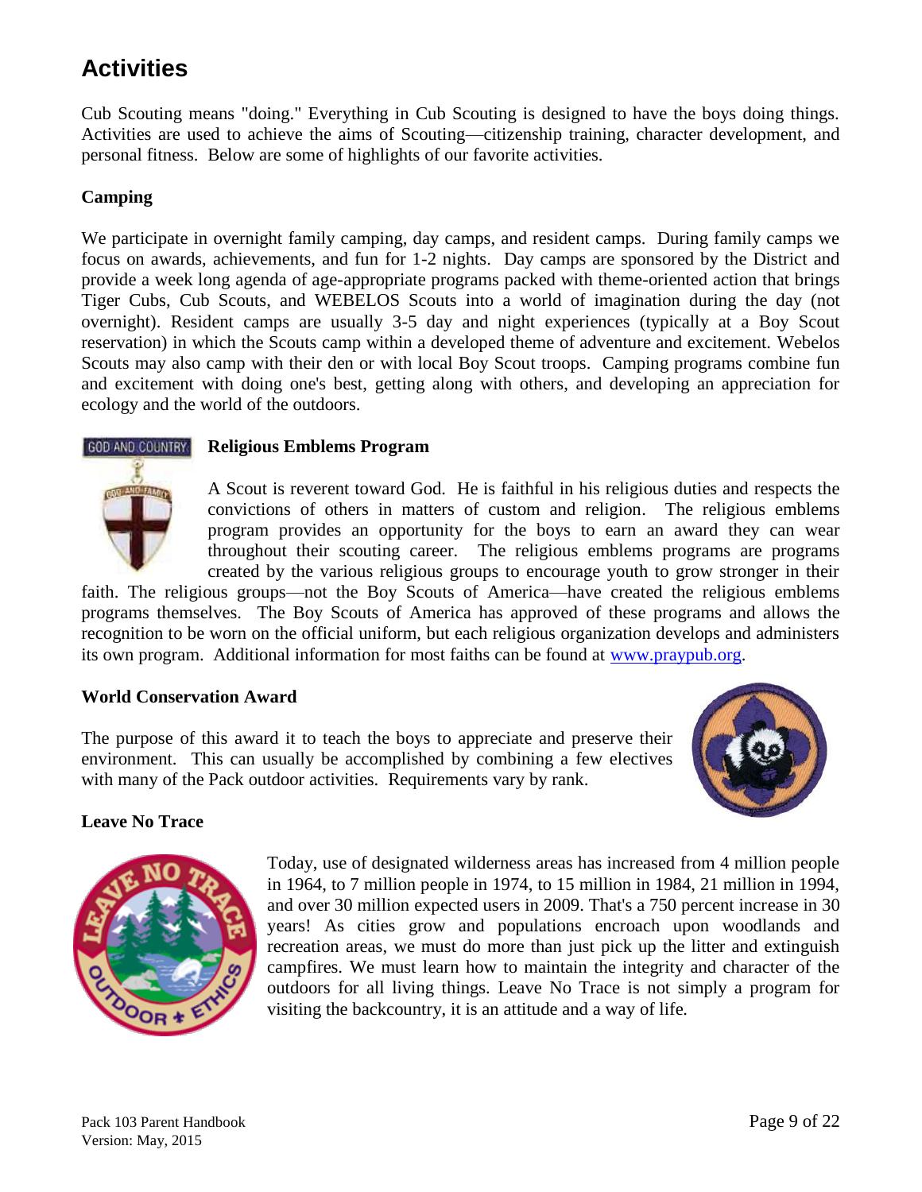## Activities

Cub Scouting means "doing." Everything in Cub Scouting is designed to have the boys doing things. Activities are used to achieve the aims of Scouting—citizenship training, character development, and personal fitness. Below are some of highlights of our favorite activities.

### Camping

We participate in overnight family camping, day camps, and resident camps. During family camps we focus on awards, achievements, and fun for 1-2 nights. Day camps are sponsored by the District and provide a week long agenda of age-appropriate programs packed with theme-oriented action that brings Tiger Cubs, Cub Scouts, and WEBELOS Scouts into a world of imagination during the day (not overnight). Resident camps are usually 3-5 day and night experiences (typically at a Boy Scout reservation) in which the Scouts camp within a developed theme of adventure and excitement. Webelos Scouts may also camp with their den or with local Boy Scout troops. Camping programs combine fun and excitement with doing one's best, getting along with others, and developing an appreciation for ecology and the world of the outdoors.

### Religious Emblems Program

A Scout is reverent toward God. He is faithful in his religious duties and respects the convictions of others in matters of custom and religion. The religious emblems program provides an opportunity for the boys to earn an award they can wear throughout their scouting career. The religious emblems programs are programs created by the various religious groups to encourage youth to grow stronger in their faith. The religious groups—not the Boy Scouts of America—have created the religious emblems programs themselves. The Boy Scouts of America has approved of these programs and allows the recognition to be worn on the official uniform, but each religious organization develops and administers its own program. Additional information for most faiths can be found at [www.praypub.org](http://www.praypub.org).

### World Conservation Award

The purpose of this award it to teach the boys to appreciate and preserve their environment. This can usually be accomplished by combining a few electives with many of the Pack outdoor activities. Requirements vary by rank.

### Leave No Trace

Today, use of designated wilderness areas has increased from 4 million people in 1964, to 7 million people in 1974, to 15 million in 1984, 21 million in 1994, and over 30 million expected users in 2009. That's a 750 percent increase in 30 years! As cities grow and populations encroach upon woodlands and recreation areas, we must do more than just pick up the litter and extinguish campfires. We must learn how to maintain the integrity and character of the outdoors for all living things. Leave No Trace is not simply a program for visiting the backcountry, it is an attitude and a way of life.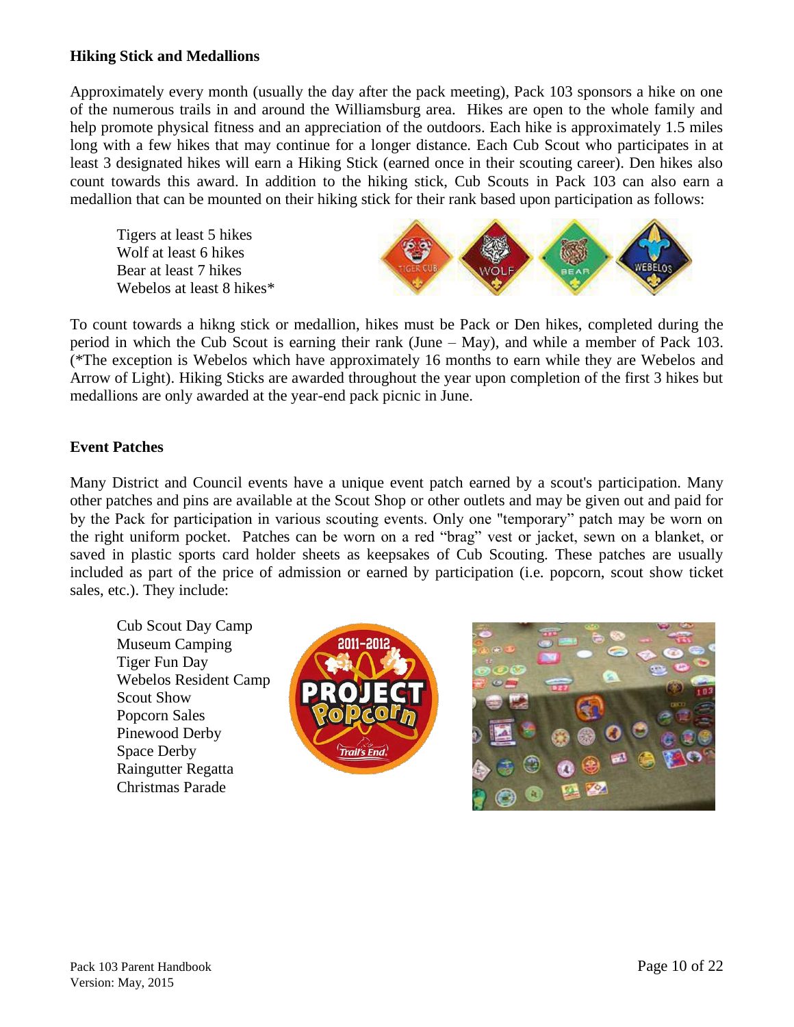### Hiking Stick and Medallions

Approximately every month (usually the day after the pack meeting), Pack 103 sponsors a hike on one of the numerous trails in and around the Williamsburg area. Hikes are open to the whole family and help promote physical fitness and an appreciation of the outdoors. Each hike is approximately 1.5 miles long with a few hikes that may continue for a longer distance. Each Cub Scout who participates in at least 3 designated hikes will earn a Hiking Stick (earned once in their scouting career). Den hikes also count towards this award. In addition to the hiking stick, Cub Scouts in Pack 103 can also earn a medallion that can be mounted on their hiking stick for their rank based upon participation as follows:

Tigers at least 5 hikes
Wolf at least 6 hikes
Bear at least 7 hikes
Webelos at least 8 hikes*

To count towards a hikng stick or medallion, hikes must be Pack or Den hikes, completed during the period in which the Cub Scout is earning their rank (June – May), and while a member of Pack 103. (*The exception is Webelos which have approximately 16 months to earn while they are Webelos and Arrow of Light). Hiking Sticks are awarded throughout the year upon completion of the first 3 hikes but medallions are only awarded at the year-end pack picnic in June.

### Event Patches

Many District and Council events have a unique event patch earned by a scout's participation. Many other patches and pins are available at the Scout Shop or other outlets and may be given out and paid for by the Pack for participation in various scouting events. Only one "temporary" patch may be worn on the right uniform pocket. Patches can be worn on a red "brag" vest or jacket, sewn on a blanket, or saved in plastic sports card holder sheets as keepsakes of Cub Scouting. These patches are usually included as part of the price of admission or earned by participation (i.e. popcorn, scout show ticket sales, etc.). They include:

Cub Scout Day Camp
Museum Camping
Tiger Fun Day
Webelos Resident Camp
Scout Show
Popcorn Sales
Pinewood Derby
Space Derby
Raingutter Regatta
Christmas Parade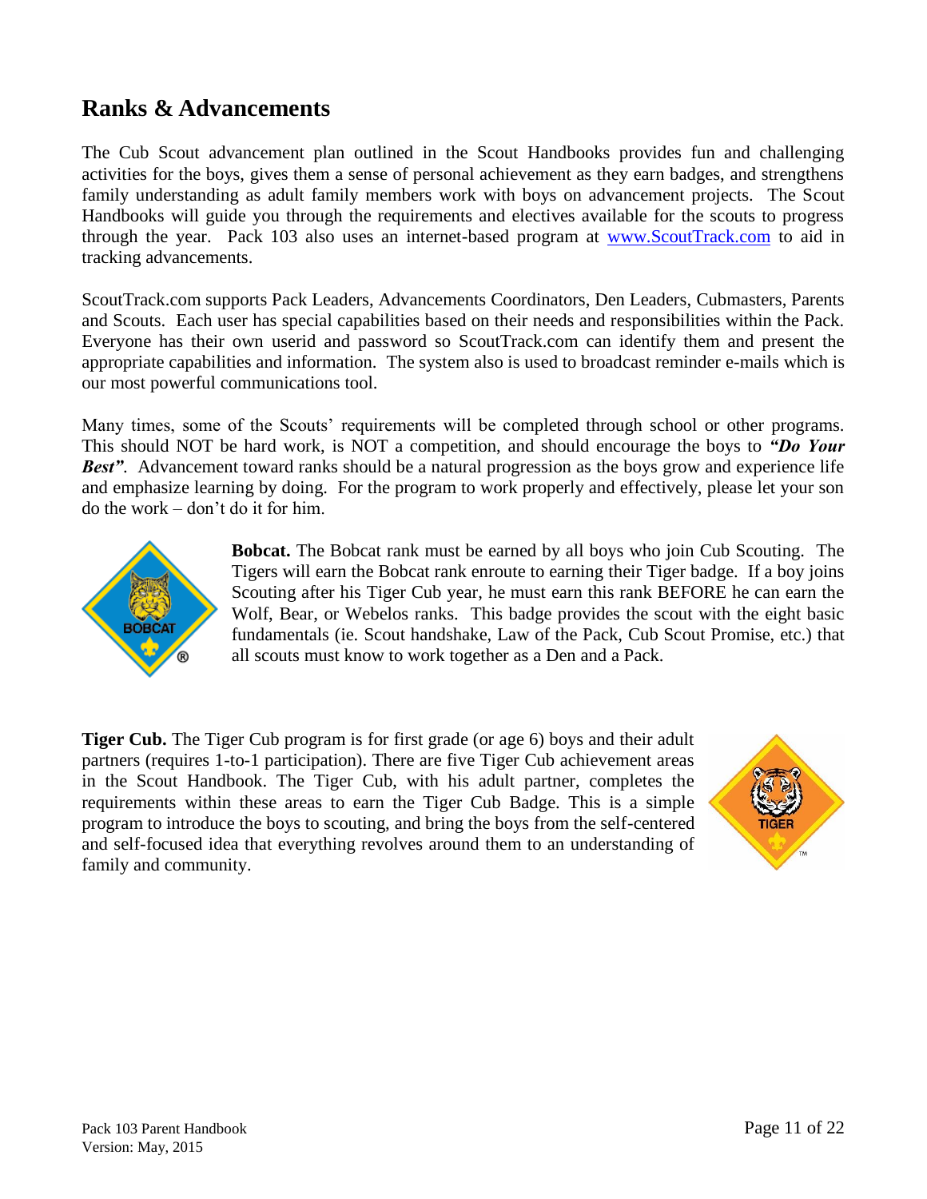## Ranks & Advancements

The Cub Scout advancement plan outlined in the Scout Handbooks provides fun and challenging activities for the boys, gives them a sense of personal achievement as they earn badges, and strengthens family understanding as adult family members work with boys on advancement projects. The Scout Handbooks will guide you through the requirements and electives available for the scouts to progress through the year. Pack 103 also uses an internet-based program at [www.ScoutTrack.com](http://www.ScoutTrack.com) to aid in tracking advancements.

ScoutTrack.com supports Pack Leaders, Advancements Coordinators, Den Leaders, Cubmasters, Parents and Scouts. Each user has special capabilities based on their needs and responsibilities within the Pack. Everyone has their own userid and password so ScoutTrack.com can identify them and present the appropriate capabilities and information. The system also is used to broadcast reminder e-mails which is our most powerful communications tool.

Many times, some of the Scouts' requirements will be completed through school or other programs. This should NOT be hard work, is NOT a competition, and should encourage the boys to ***"Do Your Best"***. Advancement toward ranks should be a natural progression as the boys grow and experience life and emphasize learning by doing. For the program to work properly and effectively, please let your son do the work – don't do it for him.

**Bobcat.** The Bobcat rank must be earned by all boys who join Cub Scouting. The Tigers will earn the Bobcat rank enroute to earning their Tiger badge. If a boy joins Scouting after his Tiger Cub year, he must earn this rank BEFORE he can earn the Wolf, Bear, or Webelos ranks. This badge provides the scout with the eight basic fundamentals (ie. Scout handshake, Law of the Pack, Cub Scout Promise, etc.) that all scouts must know to work together as a Den and a Pack.

**Tiger Cub.** The Tiger Cub program is for first grade (or age 6) boys and their adult partners (requires 1-to-1 participation). There are five Tiger Cub achievement areas in the Scout Handbook. The Tiger Cub, with his adult partner, completes the requirements within these areas to earn the Tiger Cub Badge. This is a simple program to introduce the boys to scouting, and bring the boys from the self-centered and self-focused idea that everything revolves around them to an understanding of family and community.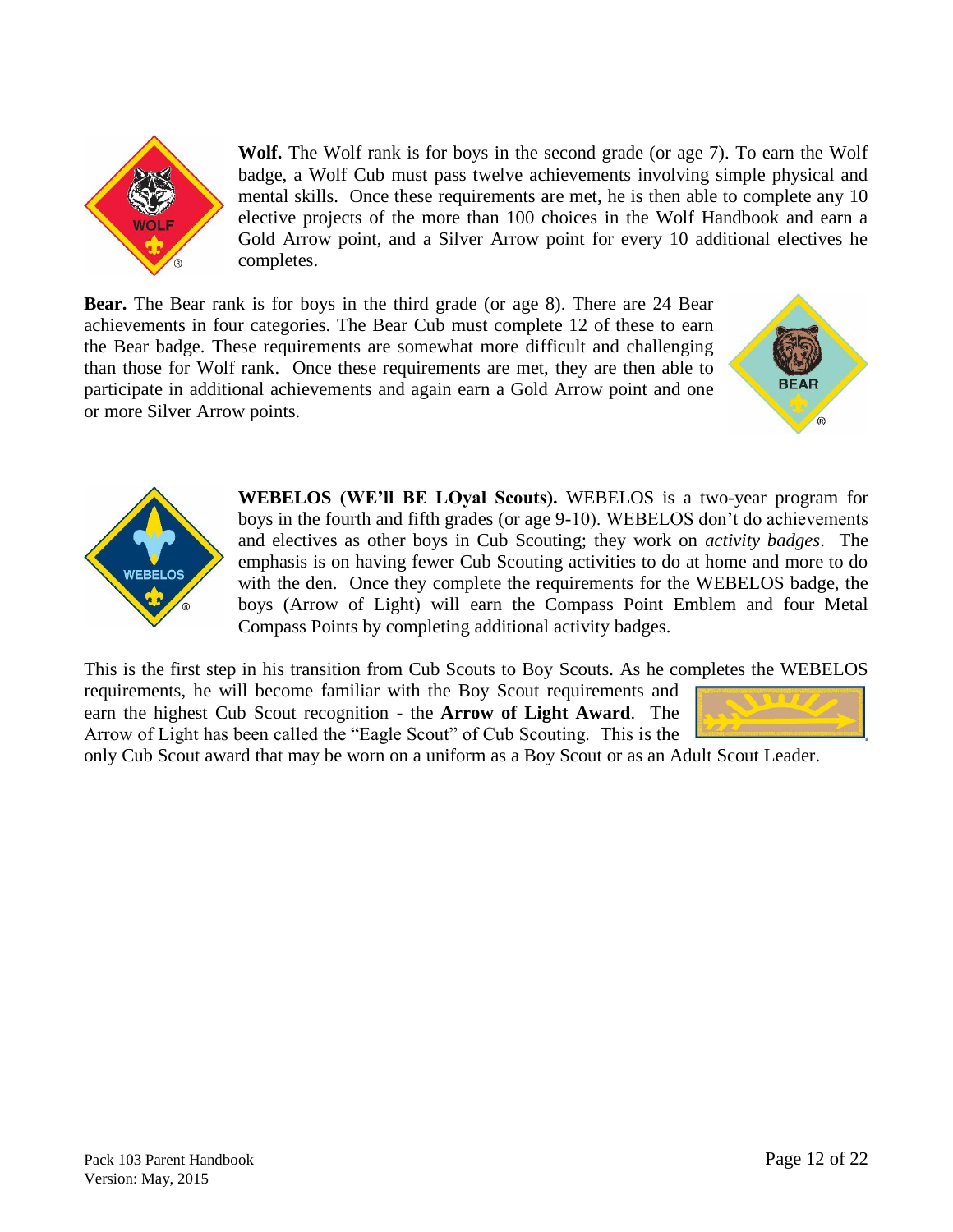**Wolf.** The Wolf rank is for boys in the second grade (or age 7). To earn the Wolf badge, a Wolf Cub must pass twelve achievements involving simple physical and mental skills. Once these requirements are met, he is then able to complete any 10 elective projects of the more than 100 choices in the Wolf Handbook and earn a Gold Arrow point, and a Silver Arrow point for every 10 additional electives he completes.

**Bear.** The Bear rank is for boys in the third grade (or age 8). There are 24 Bear achievements in four categories. The Bear Cub must complete 12 of these to earn the Bear badge. These requirements are somewhat more difficult and challenging than those for Wolf rank. Once these requirements are met, they are then able to participate in additional achievements and again earn a Gold Arrow point and one or more Silver Arrow points.

**WEBELOS (WE'll BE LOyal Scouts).** WEBELOS is a two-year program for boys in the fourth and fifth grades (or age 9-10). WEBELOS don't do achievements and electives as other boys in Cub Scouting; they work on *activity badges*. The emphasis is on having fewer Cub Scouting activities to do at home and more to do with the den. Once they complete the requirements for the WEBELOS badge, the boys (Arrow of Light) will earn the Compass Point Emblem and four Metal Compass Points by completing additional activity badges.

This is the first step in his transition from Cub Scouts to Boy Scouts. As he completes the WEBELOS requirements, he will become familiar with the Boy Scout requirements and earn the highest Cub Scout recognition - the **Arrow of Light Award**. The Arrow of Light has been called the "Eagle Scout" of Cub Scouting. This is the only Cub Scout award that may be worn on a uniform as a Boy Scout or as an Adult Scout Leader.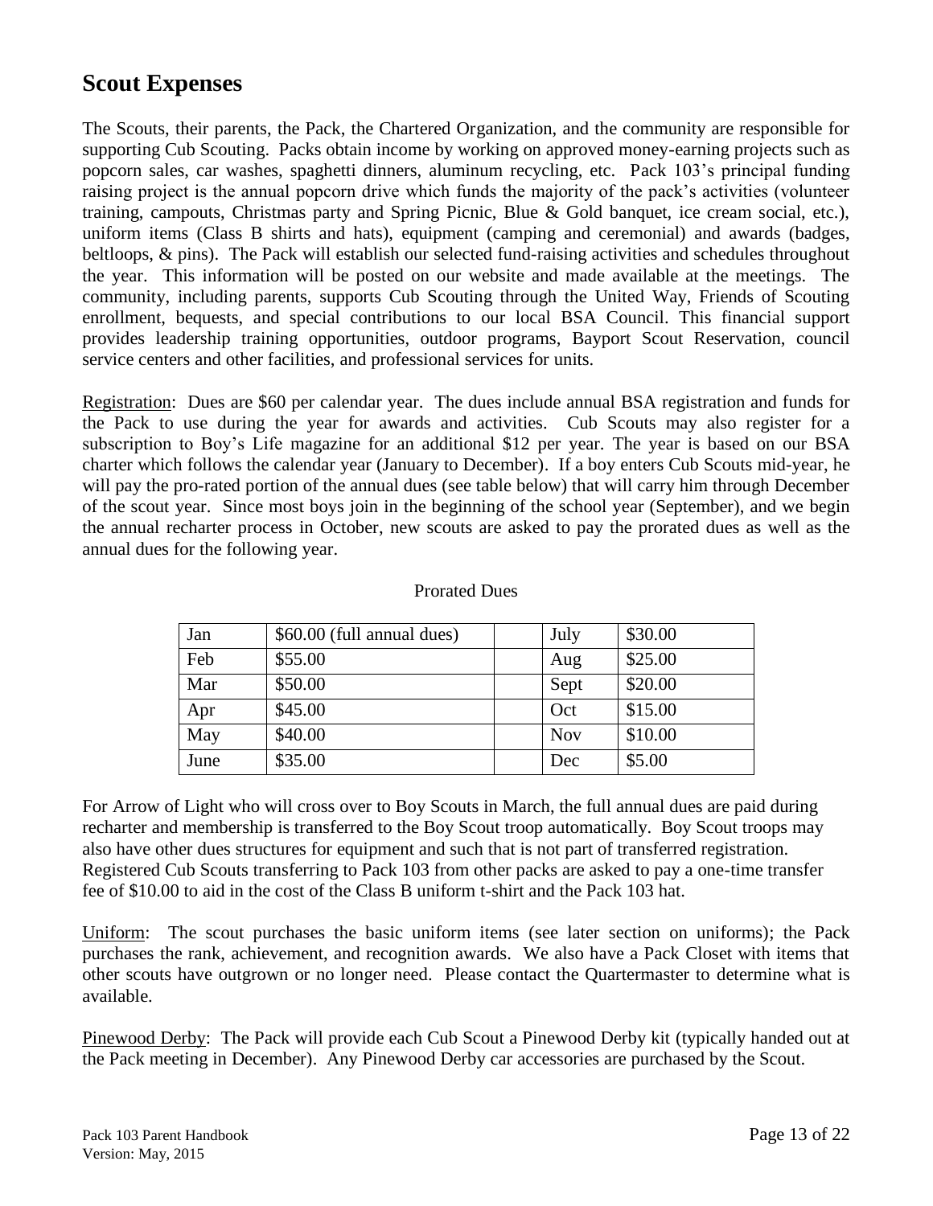## Scout Expenses

The Scouts, their parents, the Pack, the Chartered Organization, and the community are responsible for supporting Cub Scouting. Packs obtain income by working on approved money-earning projects such as popcorn sales, car washes, spaghetti dinners, aluminum recycling, etc. Pack 103's principal funding raising project is the annual popcorn drive which funds the majority of the pack's activities (volunteer training, campouts, Christmas party and Spring Picnic, Blue & Gold banquet, ice cream social, etc.), uniform items (Class B shirts and hats), equipment (camping and ceremonial) and awards (badges, beltloops, & pins). The Pack will establish our selected fund-raising activities and schedules throughout the year. This information will be posted on our website and made available at the meetings. The community, including parents, supports Cub Scouting through the United Way, Friends of Scouting enrollment, bequests, and special contributions to our local BSA Council. This financial support provides leadership training opportunities, outdoor programs, Bayport Scout Reservation, council service centers and other facilities, and professional services for units.

Registration: Dues are $60 per calendar year. The dues include annual BSA registration and funds for the Pack to use during the year for awards and activities. Cub Scouts may also register for a subscription to Boy's Life magazine for an additional $12 per year. The year is based on our BSA charter which follows the calendar year (January to December). If a boy enters Cub Scouts mid-year, he will pay the pro-rated portion of the annual dues (see table below) that will carry him through December of the scout year. Since most boys join in the beginning of the school year (September), and we begin the annual recharter process in October, new scouts are asked to pay the prorated dues as well as the annual dues for the following year.

Prorated Dues

| Month | Dues | | Month | Dues |
|---|---|---|---|---|
| Jan | $60.00 (full annual dues) | | July | $30.00 |
| Feb | $55.00 | | Aug | $25.00 |
| Mar | $50.00 | | Sept | $20.00 |
| Apr | $45.00 | | Oct | $15.00 |
| May | $40.00 | | Nov | $10.00 |
| June | $35.00 | | Dec | $5.00 |

For Arrow of Light who will cross over to Boy Scouts in March, the full annual dues are paid during recharter and membership is transferred to the Boy Scout troop automatically. Boy Scout troops may also have other dues structures for equipment and such that is not part of transferred registration. Registered Cub Scouts transferring to Pack 103 from other packs are asked to pay a one-time transfer fee of $10.00 to aid in the cost of the Class B uniform t-shirt and the Pack 103 hat.

Uniform: The scout purchases the basic uniform items (see later section on uniforms); the Pack purchases the rank, achievement, and recognition awards. We also have a Pack Closet with items that other scouts have outgrown or no longer need. Please contact the Quartermaster to determine what is available.

Pinewood Derby: The Pack will provide each Cub Scout a Pinewood Derby kit (typically handed out at the Pack meeting in December). Any Pinewood Derby car accessories are purchased by the Scout.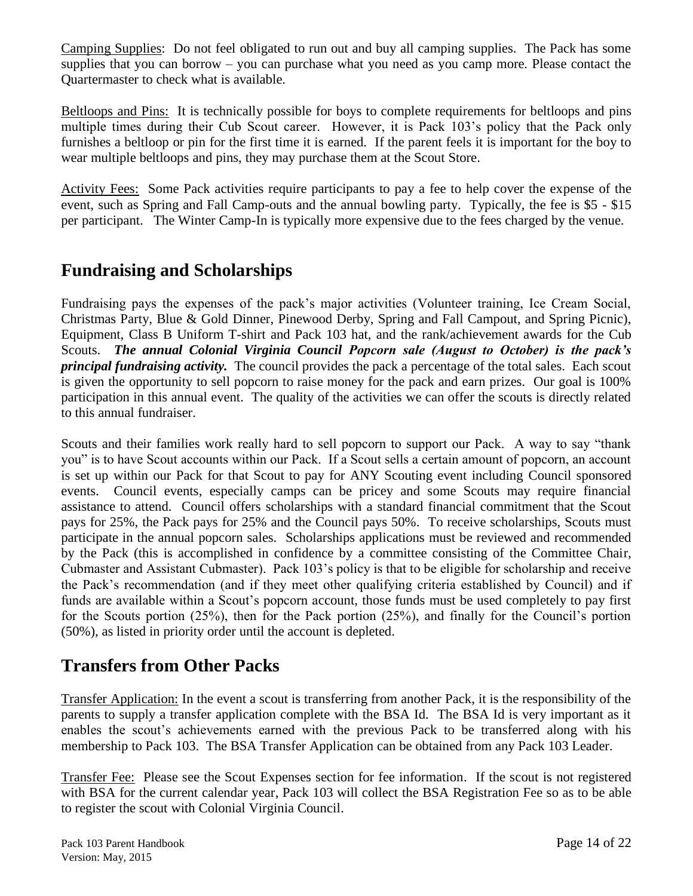Camping Supplies: Do not feel obligated to run out and buy all camping supplies. The Pack has some supplies that you can borrow – you can purchase what you need as you camp more. Please contact the Quartermaster to check what is available.

Beltloops and Pins: It is technically possible for boys to complete requirements for beltloops and pins multiple times during their Cub Scout career. However, it is Pack 103's policy that the Pack only furnishes a beltloop or pin for the first time it is earned. If the parent feels it is important for the boy to wear multiple beltloops and pins, they may purchase them at the Scout Store.

Activity Fees: Some Pack activities require participants to pay a fee to help cover the expense of the event, such as Spring and Fall Camp-outs and the annual bowling party. Typically, the fee is $5 - $15 per participant. The Winter Camp-In is typically more expensive due to the fees charged by the venue.

## Fundraising and Scholarships

Fundraising pays the expenses of the pack's major activities (Volunteer training, Ice Cream Social, Christmas Party, Blue & Gold Dinner, Pinewood Derby, Spring and Fall Campout, and Spring Picnic), Equipment, Class B Uniform T-shirt and Pack 103 hat, and the rank/achievement awards for the Cub Scouts. ***The annual Colonial Virginia Council Popcorn sale (August to October) is the pack's principal fundraising activity.*** The council provides the pack a percentage of the total sales. Each scout is given the opportunity to sell popcorn to raise money for the pack and earn prizes. Our goal is 100% participation in this annual event. The quality of the activities we can offer the scouts is directly related to this annual fundraiser.

Scouts and their families work really hard to sell popcorn to support our Pack. A way to say "thank you" is to have Scout accounts within our Pack. If a Scout sells a certain amount of popcorn, an account is set up within our Pack for that Scout to pay for ANY Scouting event including Council sponsored events. Council events, especially camps can be pricey and some Scouts may require financial assistance to attend. Council offers scholarships with a standard financial commitment that the Scout pays for 25%, the Pack pays for 25% and the Council pays 50%. To receive scholarships, Scouts must participate in the annual popcorn sales. Scholarships applications must be reviewed and recommended by the Pack (this is accomplished in confidence by a committee consisting of the Committee Chair, Cubmaster and Assistant Cubmaster). Pack 103's policy is that to be eligible for scholarship and receive the Pack's recommendation (and if they meet other qualifying criteria established by Council) and if funds are available within a Scout's popcorn account, those funds must be used completely to pay first for the Scouts portion (25%), then for the Pack portion (25%), and finally for the Council's portion (50%), as listed in priority order until the account is depleted.

## Transfers from Other Packs

Transfer Application: In the event a scout is transferring from another Pack, it is the responsibility of the parents to supply a transfer application complete with the BSA Id. The BSA Id is very important as it enables the scout's achievements earned with the previous Pack to be transferred along with his membership to Pack 103. The BSA Transfer Application can be obtained from any Pack 103 Leader.

Transfer Fee: Please see the Scout Expenses section for fee information. If the scout is not registered with BSA for the current calendar year, Pack 103 will collect the BSA Registration Fee so as to be able to register the scout with Colonial Virginia Council.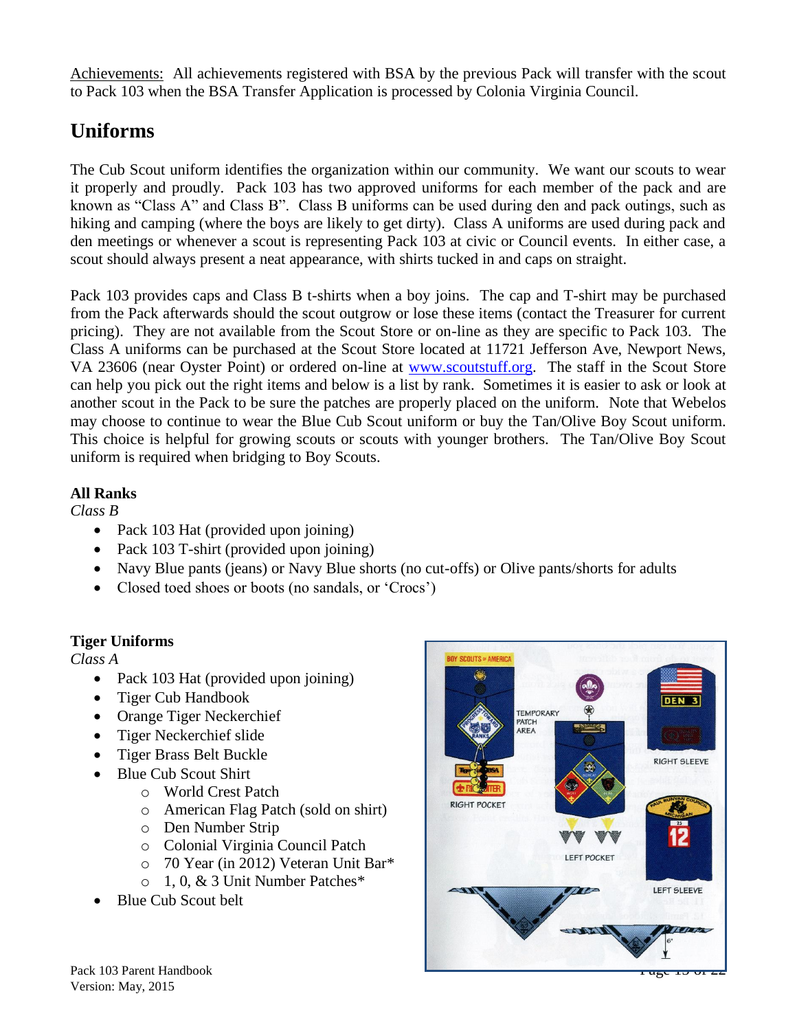Achievements: All achievements registered with BSA by the previous Pack will transfer with the scout to Pack 103 when the BSA Transfer Application is processed by Colonia Virginia Council.

## Uniforms

The Cub Scout uniform identifies the organization within our community. We want our scouts to wear it properly and proudly. Pack 103 has two approved uniforms for each member of the pack and are known as "Class A" and Class B". Class B uniforms can be used during den and pack outings, such as hiking and camping (where the boys are likely to get dirty). Class A uniforms are used during pack and den meetings or whenever a scout is representing Pack 103 at civic or Council events. In either case, a scout should always present a neat appearance, with shirts tucked in and caps on straight.

Pack 103 provides caps and Class B t-shirts when a boy joins. The cap and T-shirt may be purchased from the Pack afterwards should the scout outgrow or lose these items (contact the Treasurer for current pricing). They are not available from the Scout Store or on-line as they are specific to Pack 103. The Class A uniforms can be purchased at the Scout Store located at 11721 Jefferson Ave, Newport News, VA 23606 (near Oyster Point) or ordered on-line at www.scoutstuff.org. The staff in the Scout Store can help you pick out the right items and below is a list by rank. Sometimes it is easier to ask or look at another scout in the Pack to be sure the patches are properly placed on the uniform. Note that Webelos may choose to continue to wear the Blue Cub Scout uniform or buy the Tan/Olive Boy Scout uniform. This choice is helpful for growing scouts or scouts with younger brothers. The Tan/Olive Boy Scout uniform is required when bridging to Boy Scouts.

**All Ranks**

*Class B*

- Pack 103 Hat (provided upon joining)
- Pack 103 T-shirt (provided upon joining)
- Navy Blue pants (jeans) or Navy Blue shorts (no cut-offs) or Olive pants/shorts for adults
- Closed toed shoes or boots (no sandals, or 'Crocs')

**Tiger Uniforms**

*Class A*

- Pack 103 Hat (provided upon joining)
- Tiger Cub Handbook
- Orange Tiger Neckerchief
- Tiger Neckerchief slide
- Tiger Brass Belt Buckle
- Blue Cub Scout Shirt
    - World Crest Patch
    - American Flag Patch (sold on shirt)
    - Den Number Strip
    - Colonial Virginia Council Patch
    - 70 Year (in 2012) Veteran Unit Bar*
    - 1, 0, & 3 Unit Number Patches*
- Blue Cub Scout belt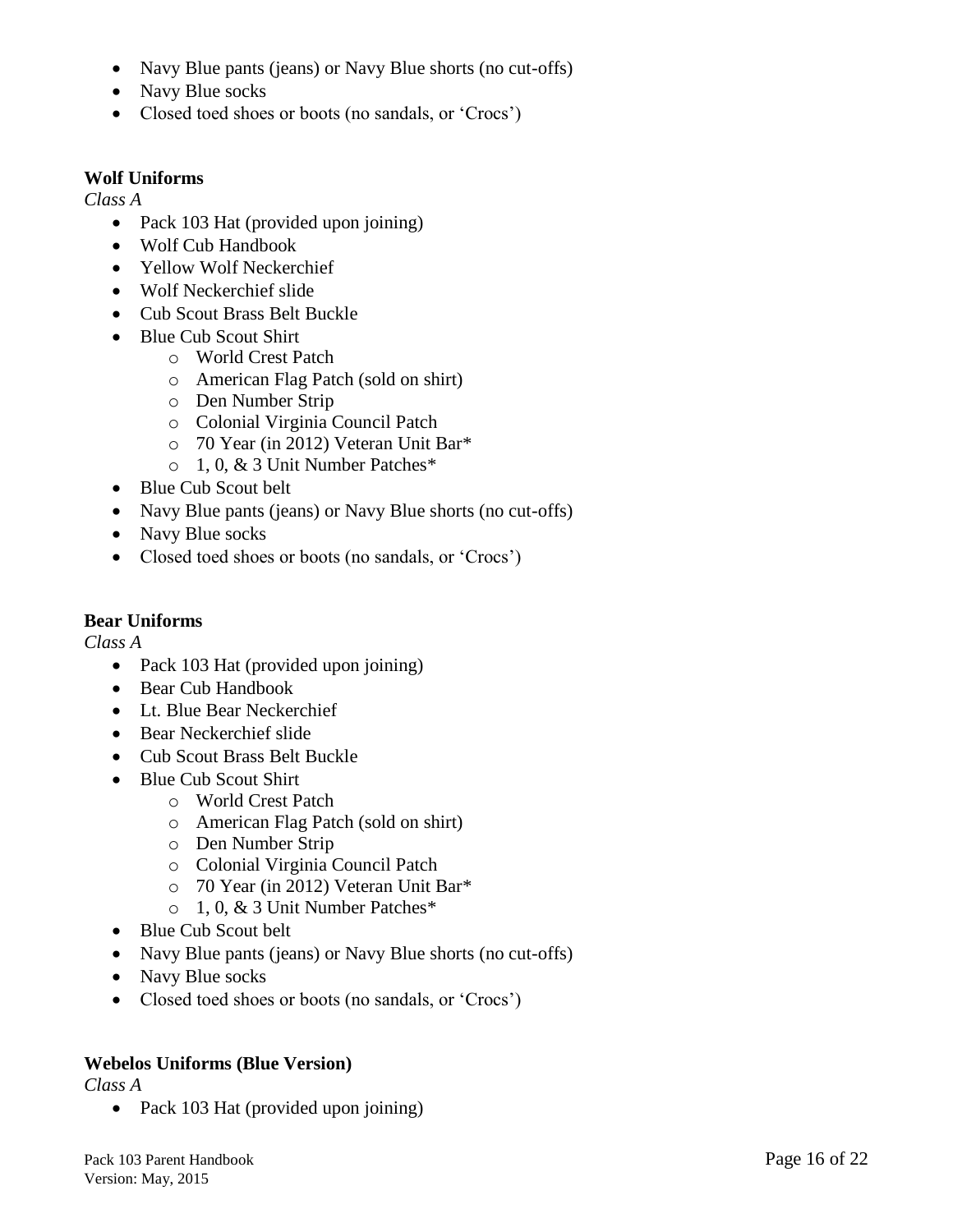- Navy Blue pants (jeans) or Navy Blue shorts (no cut-offs)
- Navy Blue socks
- Closed toed shoes or boots (no sandals, or 'Crocs')

**Wolf Uniforms**

*Class A*

- Pack 103 Hat (provided upon joining)
- Wolf Cub Handbook
- Yellow Wolf Neckerchief
- Wolf Neckerchief slide
- Cub Scout Brass Belt Buckle
- Blue Cub Scout Shirt
  - World Crest Patch
  - American Flag Patch (sold on shirt)
  - Den Number Strip
  - Colonial Virginia Council Patch
  - 70 Year (in 2012) Veteran Unit Bar*
  - 1, 0, & 3 Unit Number Patches*
- Blue Cub Scout belt
- Navy Blue pants (jeans) or Navy Blue shorts (no cut-offs)
- Navy Blue socks
- Closed toed shoes or boots (no sandals, or 'Crocs')

**Bear Uniforms**

*Class A*

- Pack 103 Hat (provided upon joining)
- Bear Cub Handbook
- Lt. Blue Bear Neckerchief
- Bear Neckerchief slide
- Cub Scout Brass Belt Buckle
- Blue Cub Scout Shirt
  - World Crest Patch
  - American Flag Patch (sold on shirt)
  - Den Number Strip
  - Colonial Virginia Council Patch
  - 70 Year (in 2012) Veteran Unit Bar*
  - 1, 0, & 3 Unit Number Patches*
- Blue Cub Scout belt
- Navy Blue pants (jeans) or Navy Blue shorts (no cut-offs)
- Navy Blue socks
- Closed toed shoes or boots (no sandals, or 'Crocs')

**Webelos Uniforms (Blue Version)**

*Class A*

- Pack 103 Hat (provided upon joining)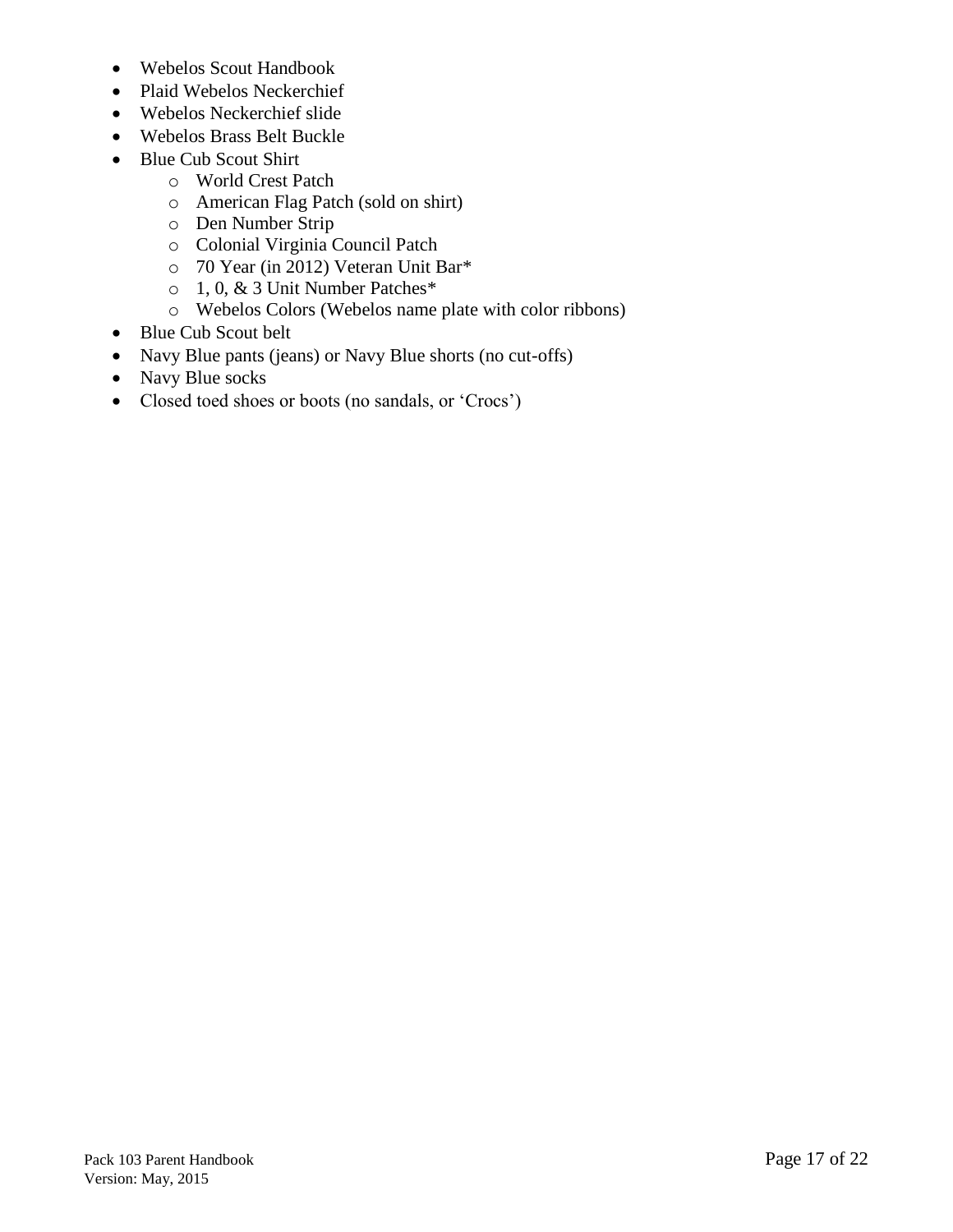- Webelos Scout Handbook
- Plaid Webelos Neckerchief
- Webelos Neckerchief slide
- Webelos Brass Belt Buckle
- Blue Cub Scout Shirt
    - World Crest Patch
    - American Flag Patch (sold on shirt)
    - Den Number Strip
    - Colonial Virginia Council Patch
    - 70 Year (in 2012) Veteran Unit Bar*
    - 1, 0, & 3 Unit Number Patches*
    - Webelos Colors (Webelos name plate with color ribbons)
- Blue Cub Scout belt
- Navy Blue pants (jeans) or Navy Blue shorts (no cut-offs)
- Navy Blue socks
- Closed toed shoes or boots (no sandals, or 'Crocs')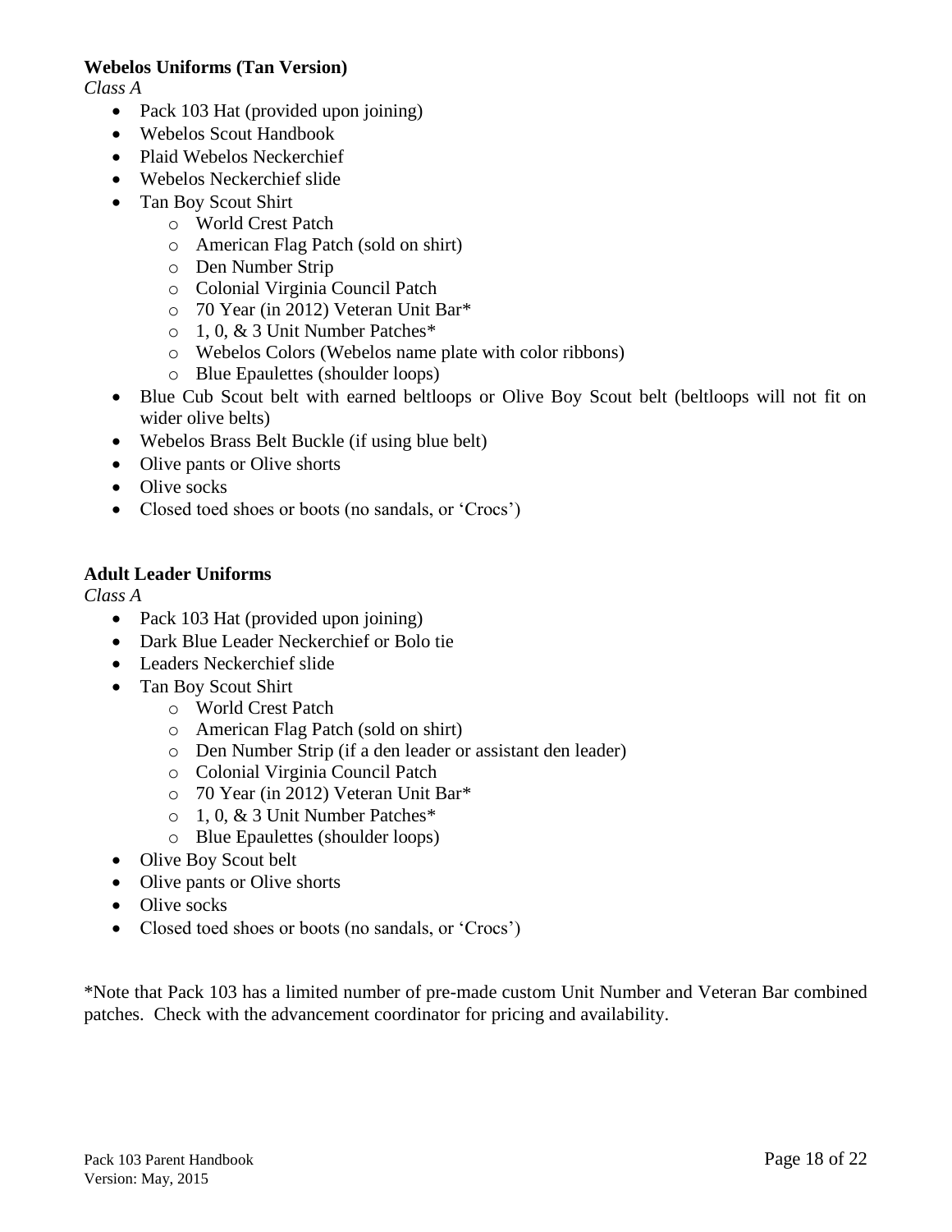**Webelos Uniforms (Tan Version)**

*Class A*

- Pack 103 Hat (provided upon joining)
- Webelos Scout Handbook
- Plaid Webelos Neckerchief
- Webelos Neckerchief slide
- Tan Boy Scout Shirt
    - World Crest Patch
    - American Flag Patch (sold on shirt)
    - Den Number Strip
    - Colonial Virginia Council Patch
    - 70 Year (in 2012) Veteran Unit Bar*
    - 1, 0, & 3 Unit Number Patches*
    - Webelos Colors (Webelos name plate with color ribbons)
    - Blue Epaulettes (shoulder loops)
- Blue Cub Scout belt with earned beltloops or Olive Boy Scout belt (beltloops will not fit on wider olive belts)
- Webelos Brass Belt Buckle (if using blue belt)
- Olive pants or Olive shorts
- Olive socks
- Closed toed shoes or boots (no sandals, or 'Crocs')

**Adult Leader Uniforms**

*Class A*

- Pack 103 Hat (provided upon joining)
- Dark Blue Leader Neckerchief or Bolo tie
- Leaders Neckerchief slide
- Tan Boy Scout Shirt
    - World Crest Patch
    - American Flag Patch (sold on shirt)
    - Den Number Strip (if a den leader or assistant den leader)
    - Colonial Virginia Council Patch
    - 70 Year (in 2012) Veteran Unit Bar*
    - 1, 0, & 3 Unit Number Patches*
    - Blue Epaulettes (shoulder loops)
- Olive Boy Scout belt
- Olive pants or Olive shorts
- Olive socks
- Closed toed shoes or boots (no sandals, or 'Crocs')

*Note that Pack 103 has a limited number of pre-made custom Unit Number and Veteran Bar combined patches. Check with the advancement coordinator for pricing and availability.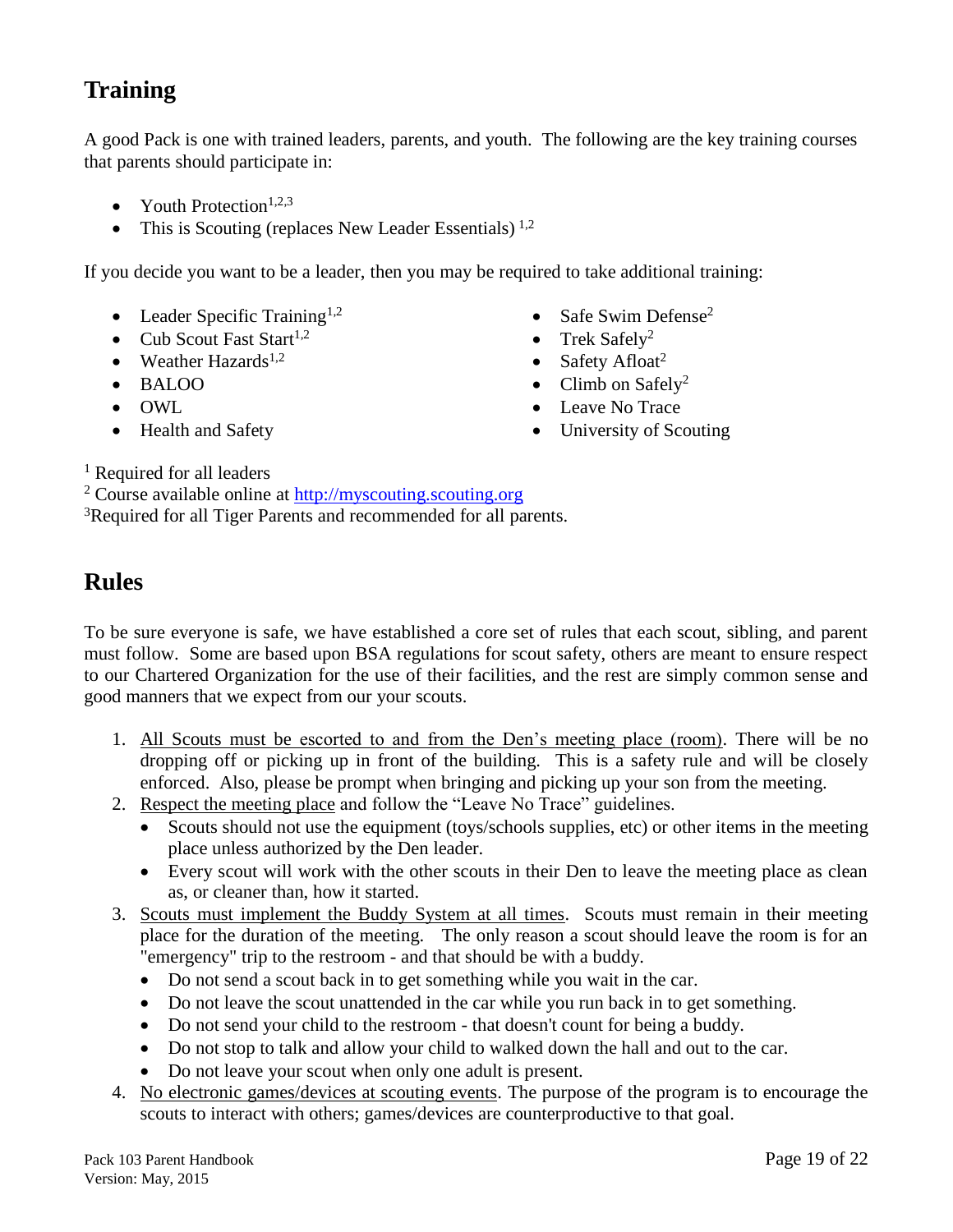## Training

A good Pack is one with trained leaders, parents, and youth. The following are the key training courses that parents should participate in:

- Youth Protection[1,2,3]
- This is Scouting (replaces New Leader Essentials) [1,2]

If you decide you want to be a leader, then you may be required to take additional training:

- Leader Specific Training[1,2]
- Cub Scout Fast Start[1,2]
- Weather Hazards[1,2]
- BALOO
- OWL
- Health and Safety
- Safe Swim Defense[2]
- Trek Safely[2]
- Safety Afloat[2]
- Climb on Safely[2]
- Leave No Trace
- University of Scouting

[1] Required for all leaders
[2] Course available online at http://myscouting.scouting.org
[3] Required for all Tiger Parents and recommended for all parents.

## Rules

To be sure everyone is safe, we have established a core set of rules that each scout, sibling, and parent must follow. Some are based upon BSA regulations for scout safety, others are meant to ensure respect to our Chartered Organization for the use of their facilities, and the rest are simply common sense and good manners that we expect from our your scouts.

1. <u>All Scouts must be escorted to and from the Den's meeting place (room)</u>. There will be no dropping off or picking up in front of the building. This is a safety rule and will be closely enforced. Also, please be prompt when bringing and picking up your son from the meeting.
2. <u>Respect the meeting place</u> and follow the "Leave No Trace" guidelines.
   - Scouts should not use the equipment (toys/schools supplies, etc) or other items in the meeting place unless authorized by the Den leader.
   - Every scout will work with the other scouts in their Den to leave the meeting place as clean as, or cleaner than, how it started.
3. <u>Scouts must implement the Buddy System at all times</u>. Scouts must remain in their meeting place for the duration of the meeting. The only reason a scout should leave the room is for an "emergency" trip to the restroom - and that should be with a buddy.
   - Do not send a scout back in to get something while you wait in the car.
   - Do not leave the scout unattended in the car while you run back in to get something.
   - Do not send your child to the restroom - that doesn't count for being a buddy.
   - Do not stop to talk and allow your child to walked down the hall and out to the car.
   - Do not leave your scout when only one adult is present.
4. <u>No electronic games/devices at scouting events</u>. The purpose of the program is to encourage the scouts to interact with others; games/devices are counterproductive to that goal.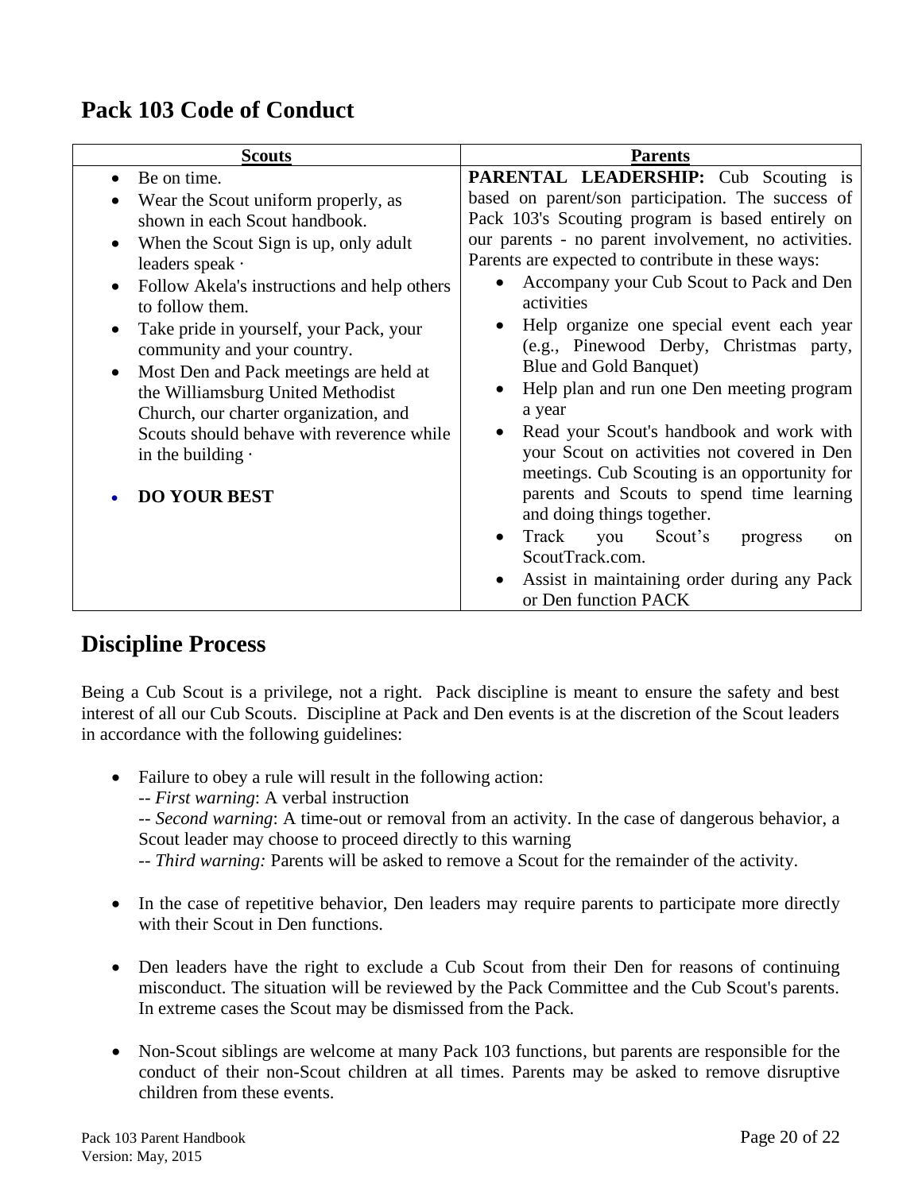## Pack 103 Code of Conduct

| Scouts | Parents |
|---|---|
| • Be on time.<br>• Wear the Scout uniform properly, as shown in each Scout handbook.<br>• When the Scout Sign is up, only adult leaders speak ·<br>• Follow Akela's instructions and help others to follow them.<br>• Take pride in yourself, your Pack, your community and your country.<br>• Most Den and Pack meetings are held at the Williamsburg United Methodist Church, our charter organization, and Scouts should behave with reverence while in the building ·<br><br>• **DO YOUR BEST** | **PARENTAL LEADERSHIP:** Cub Scouting is based on parent/son participation. The success of Pack 103's Scouting program is based entirely on our parents - no parent involvement, no activities. Parents are expected to contribute in these ways:<br>• Accompany your Cub Scout to Pack and Den activities<br>• Help organize one special event each year (e.g., Pinewood Derby, Christmas party, Blue and Gold Banquet)<br>• Help plan and run one Den meeting program a year<br>• Read your Scout's handbook and work with your Scout on activities not covered in Den meetings. Cub Scouting is an opportunity for parents and Scouts to spend time learning and doing things together.<br>• Track you Scout's progress on ScoutTrack.com.<br>• Assist in maintaining order during any Pack or Den function PACK |

## Discipline Process

Being a Cub Scout is a privilege, not a right. Pack discipline is meant to ensure the safety and best interest of all our Cub Scouts. Discipline at Pack and Den events is at the discretion of the Scout leaders in accordance with the following guidelines:

- Failure to obey a rule will result in the following action:
  -- *First warning*: A verbal instruction
  -- *Second warning*: A time-out or removal from an activity. In the case of dangerous behavior, a Scout leader may choose to proceed directly to this warning
  -- *Third warning:* Parents will be asked to remove a Scout for the remainder of the activity.

- In the case of repetitive behavior, Den leaders may require parents to participate more directly with their Scout in Den functions.

- Den leaders have the right to exclude a Cub Scout from their Den for reasons of continuing misconduct. The situation will be reviewed by the Pack Committee and the Cub Scout's parents. In extreme cases the Scout may be dismissed from the Pack.

- Non-Scout siblings are welcome at many Pack 103 functions, but parents are responsible for the conduct of their non-Scout children at all times. Parents may be asked to remove disruptive children from these events.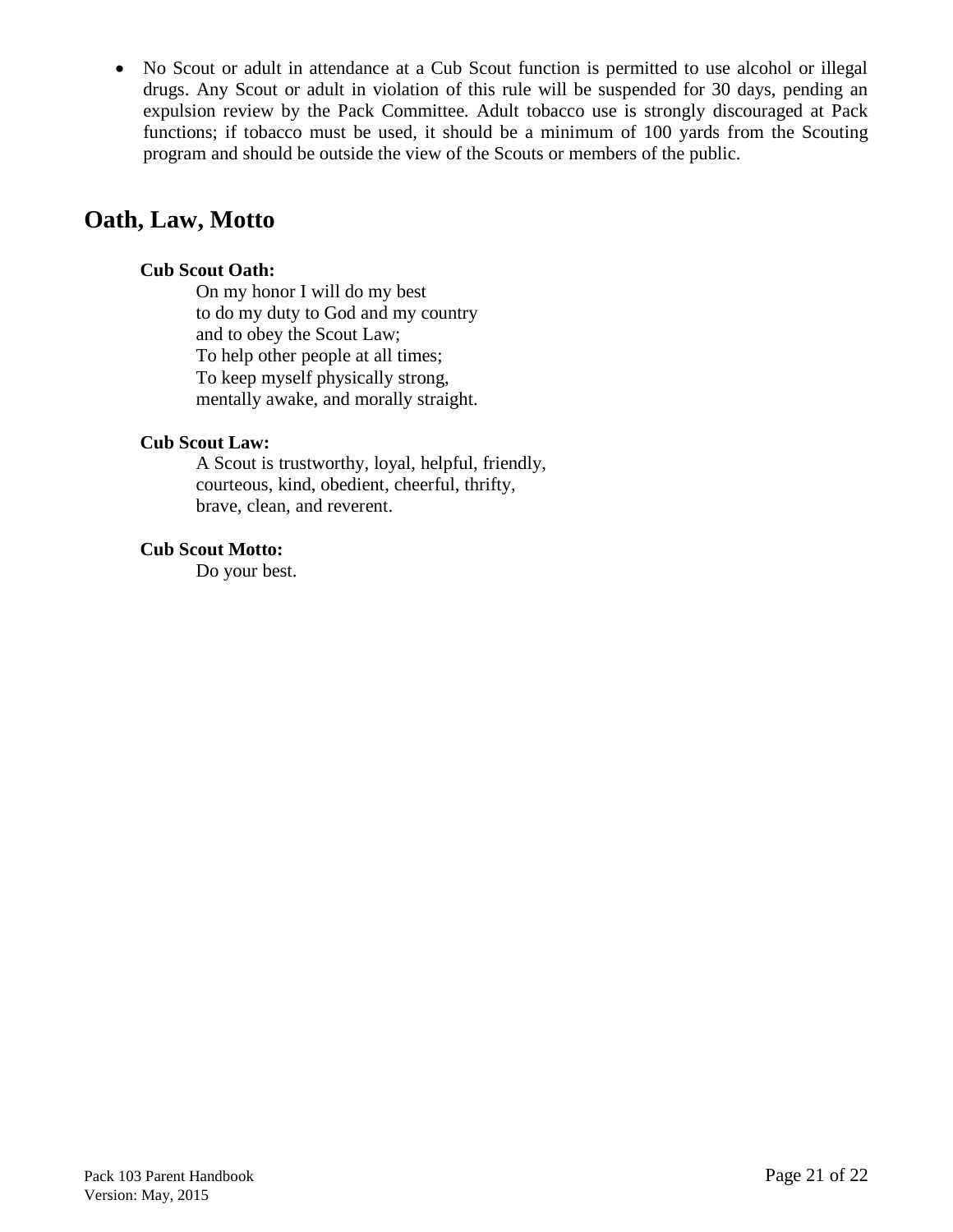- No Scout or adult in attendance at a Cub Scout function is permitted to use alcohol or illegal drugs. Any Scout or adult in violation of this rule will be suspended for 30 days, pending an expulsion review by the Pack Committee. Adult tobacco use is strongly discouraged at Pack functions; if tobacco must be used, it should be a minimum of 100 yards from the Scouting program and should be outside the view of the Scouts or members of the public.

# Oath, Law, Motto

**Cub Scout Oath:**

On my honor I will do my best  
to do my duty to God and my country  
and to obey the Scout Law;  
To help other people at all times;  
To keep myself physically strong,  
mentally awake, and morally straight.

**Cub Scout Law:**

A Scout is trustworthy, loyal, helpful, friendly,  
courteous, kind, obedient, cheerful, thrifty,  
brave, clean, and reverent.

**Cub Scout Motto:**

Do your best.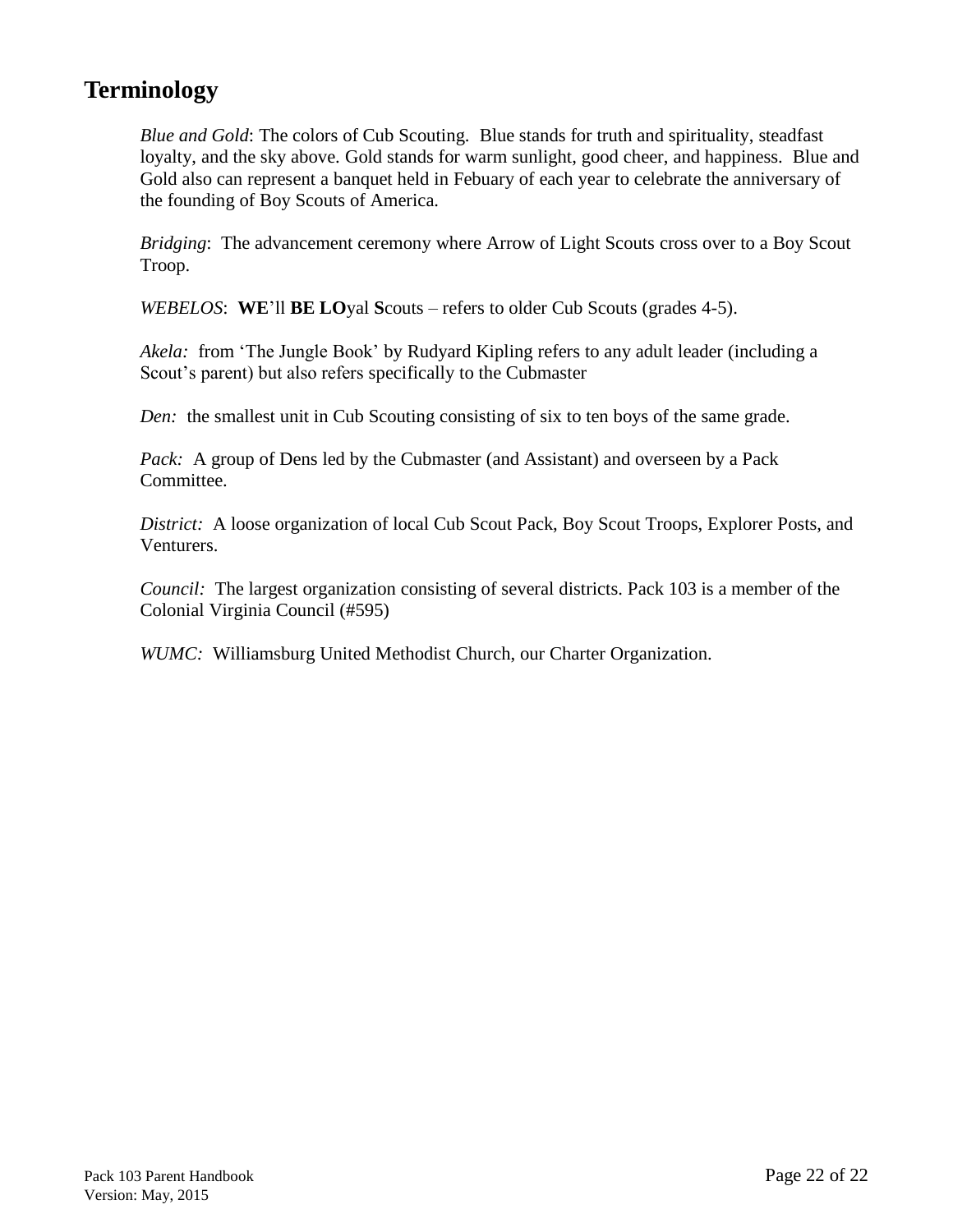## Terminology

*Blue and Gold*: The colors of Cub Scouting. Blue stands for truth and spirituality, steadfast loyalty, and the sky above. Gold stands for warm sunlight, good cheer, and happiness. Blue and Gold also can represent a banquet held in Febuary of each year to celebrate the anniversary of the founding of Boy Scouts of America.

*Bridging*: The advancement ceremony where Arrow of Light Scouts cross over to a Boy Scout Troop.

*WEBELOS*: **WE**'ll **BE LO**yal **S**couts – refers to older Cub Scouts (grades 4-5).

*Akela:* from 'The Jungle Book' by Rudyard Kipling refers to any adult leader (including a Scout's parent) but also refers specifically to the Cubmaster

*Den:* the smallest unit in Cub Scouting consisting of six to ten boys of the same grade.

*Pack:* A group of Dens led by the Cubmaster (and Assistant) and overseen by a Pack Committee.

*District:* A loose organization of local Cub Scout Pack, Boy Scout Troops, Explorer Posts, and Venturers.

*Council:* The largest organization consisting of several districts. Pack 103 is a member of the Colonial Virginia Council (#595)

*WUMC:* Williamsburg United Methodist Church, our Charter Organization.